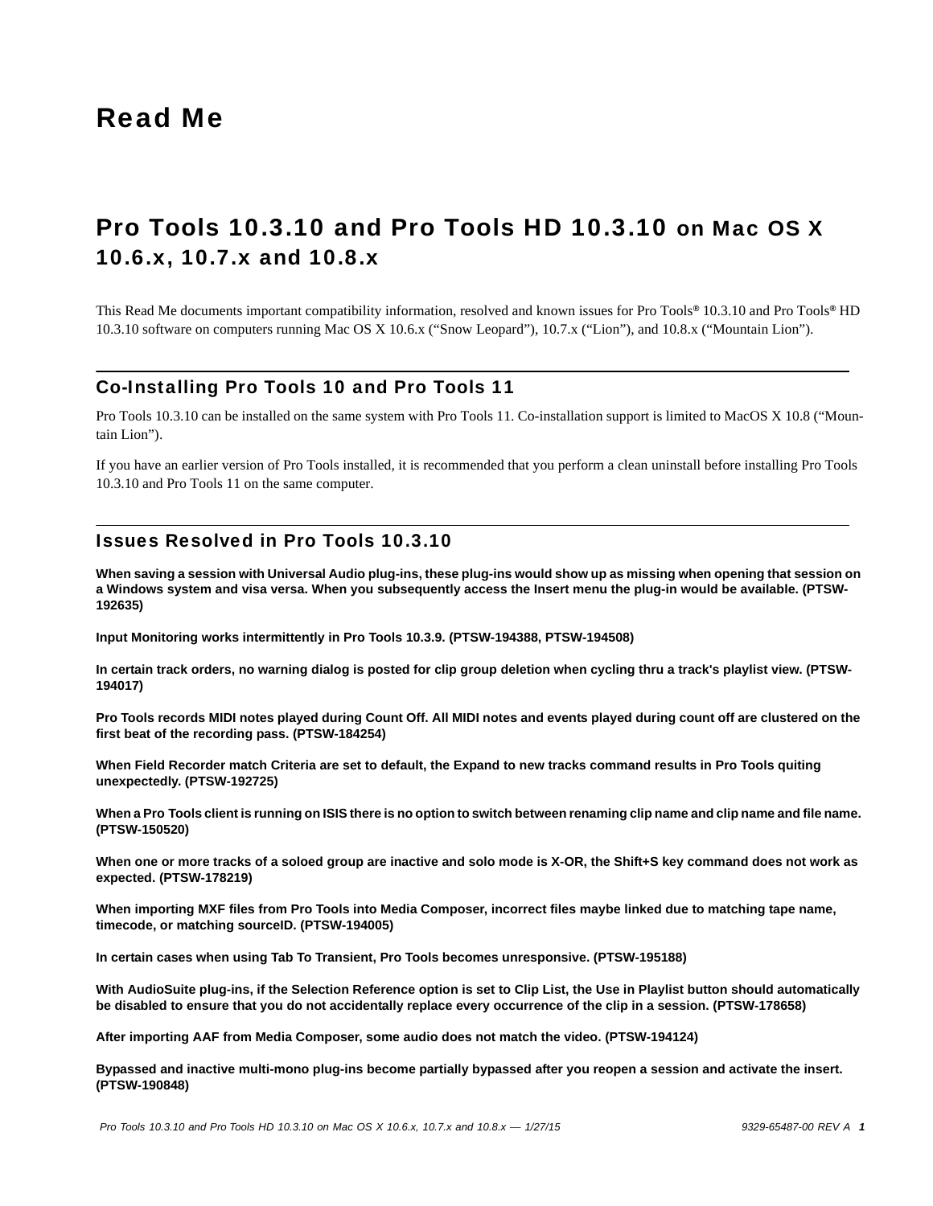# Read Me

# Pro Tools 10.3.10 and Pro Tools HD 10.3.10 on Mac OS X 10.6.x, 10.7.x and 10.8.x

This Read Me documents important compatibility information, resolved and known issues for Pro Tools® 10.3.10 and Pro Tools® HD 10.3.10 software on computers running Mac OS X 10.6.x (“Snow Leopard”), 10.7.x (“Lion”), and 10.8.x (“Mountain Lion”).

## Co-Installing Pro Tools 10 and Pro Tools 11

Pro Tools 10.3.10 can be installed on the same system with Pro Tools 11. Co-installation support is limited to MacOS X 10.8 (“Mountain Lion”).

If you have an earlier version of Pro Tools installed, it is recommended that you perform a clean uninstall before installing Pro Tools 10.3.10 and Pro Tools 11 on the same computer.

## Issues Resolved in Pro Tools 10.3.10

**When saving a session with Universal Audio plug-ins, these plug-ins would show up as missing when opening that session on a Windows system and visa versa. When you subsequently access the Insert menu the plug-in would be available. (PTSW-192635)**

**Input Monitoring works intermittently in Pro Tools 10.3.9. (PTSW-194388, PTSW-194508)**

**In certain track orders, no warning dialog is posted for clip group deletion when cycling thru a track's playlist view. (PTSW-194017)**

**Pro Tools records MIDI notes played during Count Off. All MIDI notes and events played during count off are clustered on the first beat of the recording pass. (PTSW-184254)**

**When Field Recorder match Criteria are set to default, the Expand to new tracks command results in Pro Tools quiting unexpectedly. (PTSW-192725)**

**When a Pro Tools client is running on ISIS there is no option to switch between renaming clip name and clip name and file name. (PTSW-150520)**

**When one or more tracks of a soloed group are inactive and solo mode is X-OR, the Shift+S key command does not work as expected. (PTSW-178219)**

**When importing MXF files from Pro Tools into Media Composer, incorrect files maybe linked due to matching tape name, timecode, or matching sourceID. (PTSW-194005)**

**In certain cases when using Tab To Transient, Pro Tools becomes unresponsive. (PTSW-195188)**

**With AudioSuite plug-ins, if the Selection Reference option is set to Clip List, the Use in Playlist button should automatically be disabled to ensure that you do not accidentally replace every occurrence of the clip in a session. (PTSW-178658)**

**After importing AAF from Media Composer, some audio does not match the video. (PTSW-194124)**

**Bypassed and inactive multi-mono plug-ins become partially bypassed after you reopen a session and activate the insert. (PTSW-190848)**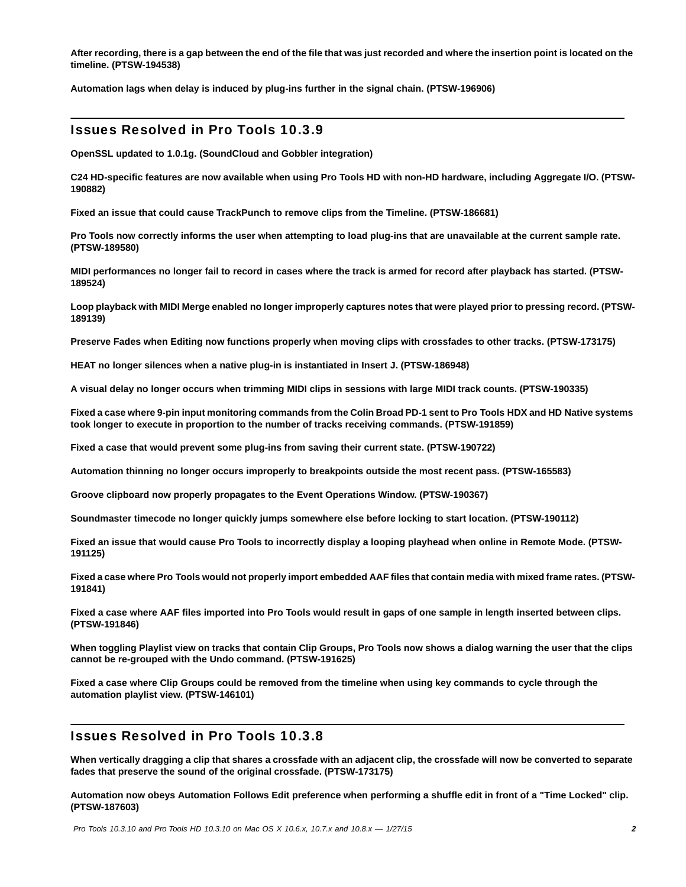**After recording, there is a gap between the end of the file that was just recorded and where the insertion point is located on the timeline. (PTSW-194538)**

**Automation lags when delay is induced by plug-ins further in the signal chain. (PTSW-196906)**

## Issues Resolved in Pro Tools 10.3.9

**OpenSSL updated to 1.0.1g. (SoundCloud and Gobbler integration)**

**C24 HD-specific features are now available when using Pro Tools HD with non-HD hardware, including Aggregate I/O. (PTSW-190882)**

**Fixed an issue that could cause TrackPunch to remove clips from the Timeline. (PTSW-186681)**

**Pro Tools now correctly informs the user when attempting to load plug-ins that are unavailable at the current sample rate. (PTSW-189580)**

**MIDI performances no longer fail to record in cases where the track is armed for record after playback has started. (PTSW-189524)**

**Loop playback with MIDI Merge enabled no longer improperly captures notes that were played prior to pressing record. (PTSW-189139)**

**Preserve Fades when Editing now functions properly when moving clips with crossfades to other tracks. (PTSW-173175)**

**HEAT no longer silences when a native plug-in is instantiated in Insert J. (PTSW-186948)**

**A visual delay no longer occurs when trimming MIDI clips in sessions with large MIDI track counts. (PTSW-190335)**

**Fixed a case where 9-pin input monitoring commands from the Colin Broad PD-1 sent to Pro Tools HDX and HD Native systems took longer to execute in proportion to the number of tracks receiving commands. (PTSW-191859)**

**Fixed a case that would prevent some plug-ins from saving their current state. (PTSW-190722)**

**Automation thinning no longer occurs improperly to breakpoints outside the most recent pass. (PTSW-165583)**

**Groove clipboard now properly propagates to the Event Operations Window. (PTSW-190367)**

**Soundmaster timecode no longer quickly jumps somewhere else before locking to start location. (PTSW-190112)**

**Fixed an issue that would cause Pro Tools to incorrectly display a looping playhead when online in Remote Mode. (PTSW-191125)**

**Fixed a case where Pro Tools would not properly import embedded AAF files that contain media with mixed frame rates. (PTSW-191841)**

**Fixed a case where AAF files imported into Pro Tools would result in gaps of one sample in length inserted between clips. (PTSW-191846)**

**When toggling Playlist view on tracks that contain Clip Groups, Pro Tools now shows a dialog warning the user that the clips cannot be re-grouped with the Undo command. (PTSW-191625)**

**Fixed a case where Clip Groups could be removed from the timeline when using key commands to cycle through the automation playlist view. (PTSW-146101)**

## Issues Resolved in Pro Tools 10.3.8

**When vertically dragging a clip that shares a crossfade with an adjacent clip, the crossfade will now be converted to separate fades that preserve the sound of the original crossfade. (PTSW-173175)**

**Automation now obeys Automation Follows Edit preference when performing a shuffle edit in front of a "Time Locked" clip. (PTSW-187603)**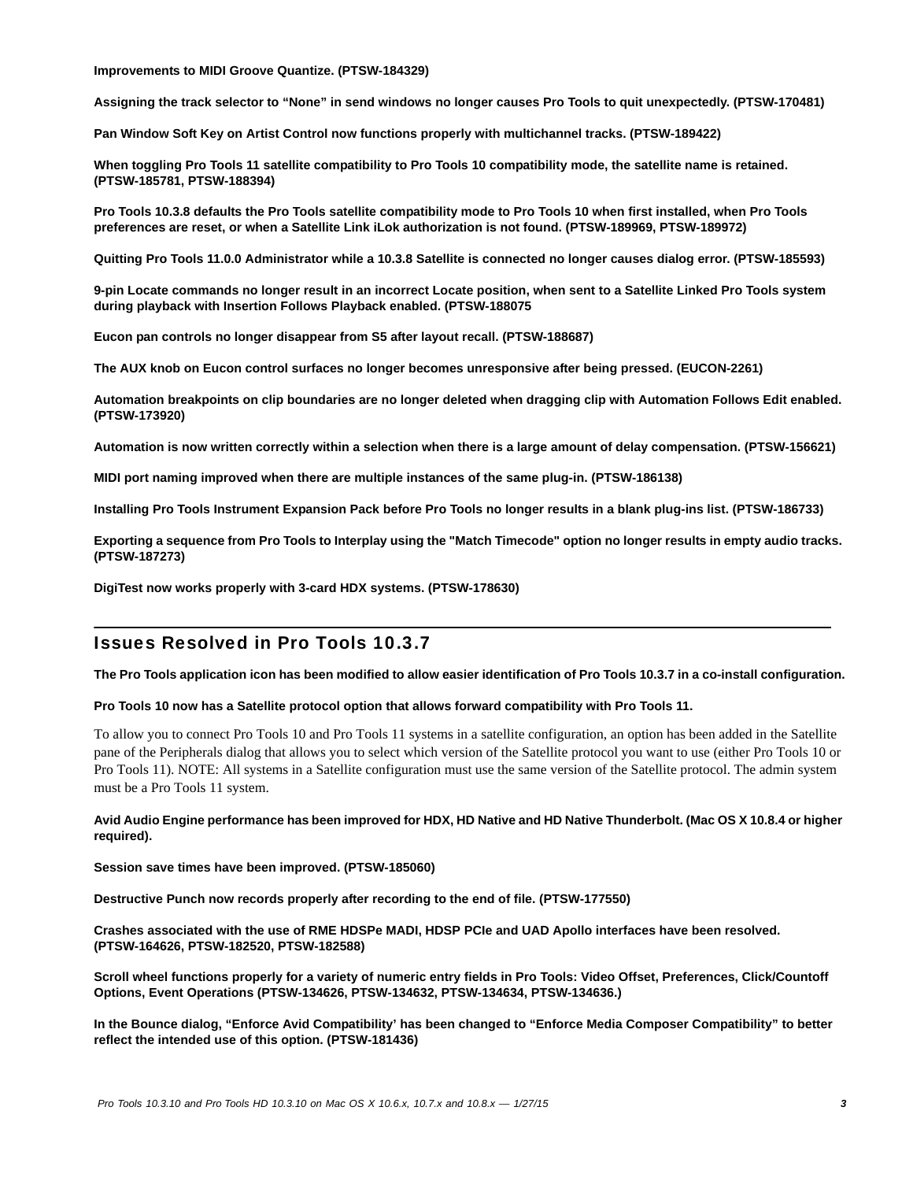**Improvements to MIDI Groove Quantize. (PTSW-184329)**

**Assigning the track selector to “None” in send windows no longer causes Pro Tools to quit unexpectedly. (PTSW-170481)**

**Pan Window Soft Key on Artist Control now functions properly with multichannel tracks. (PTSW-189422)**

**When toggling Pro Tools 11 satellite compatibility to Pro Tools 10 compatibility mode, the satellite name is retained. (PTSW-185781, PTSW-188394)**

**Pro Tools 10.3.8 defaults the Pro Tools satellite compatibility mode to Pro Tools 10 when first installed, when Pro Tools preferences are reset, or when a Satellite Link iLok authorization is not found. (PTSW-189969, PTSW-189972)**

**Quitting Pro Tools 11.0.0 Administrator while a 10.3.8 Satellite is connected no longer causes dialog error. (PTSW-185593)**

**9-pin Locate commands no longer result in an incorrect Locate position, when sent to a Satellite Linked Pro Tools system during playback with Insertion Follows Playback enabled. (PTSW-188075**

**Eucon pan controls no longer disappear from S5 after layout recall. (PTSW-188687)**

**The AUX knob on Eucon control surfaces no longer becomes unresponsive after being pressed. (EUCON-2261)**

**Automation breakpoints on clip boundaries are no longer deleted when dragging clip with Automation Follows Edit enabled. (PTSW-173920)**

**Automation is now written correctly within a selection when there is a large amount of delay compensation. (PTSW-156621)**

**MIDI port naming improved when there are multiple instances of the same plug-in. (PTSW-186138)**

**Installing Pro Tools Instrument Expansion Pack before Pro Tools no longer results in a blank plug-ins list. (PTSW-186733)**

**Exporting a sequence from Pro Tools to Interplay using the "Match Timecode" option no longer results in empty audio tracks. (PTSW-187273)**

**DigiTest now works properly with 3-card HDX systems. (PTSW-178630)**

## Issues Resolved in Pro Tools 10.3.7

**The Pro Tools application icon has been modified to allow easier identification of Pro Tools 10.3.7 in a co-install configuration.**

**Pro Tools 10 now has a Satellite protocol option that allows forward compatibility with Pro Tools 11.**

To allow you to connect Pro Tools 10 and Pro Tools 11 systems in a satellite configuration, an option has been added in the Satellite pane of the Peripherals dialog that allows you to select which version of the Satellite protocol you want to use (either Pro Tools 10 or Pro Tools 11). NOTE: All systems in a Satellite configuration must use the same version of the Satellite protocol. The admin system must be a Pro Tools 11 system.

**Avid Audio Engine performance has been improved for HDX, HD Native and HD Native Thunderbolt. (Mac OS X 10.8.4 or higher required).**

**Session save times have been improved. (PTSW-185060)**

**Destructive Punch now records properly after recording to the end of file. (PTSW-177550)**

**Crashes associated with the use of RME HDSPe MADI, HDSP PCIe and UAD Apollo interfaces have been resolved. (PTSW-164626, PTSW-182520, PTSW-182588)**

**Scroll wheel functions properly for a variety of numeric entry fields in Pro Tools: Video Offset, Preferences, Click/Countoff Options, Event Operations (PTSW-134626, PTSW-134632, PTSW-134634, PTSW-134636.)**

**In the Bounce dialog, “Enforce Avid Compatibility’ has been changed to “Enforce Media Composer Compatibility” to better reflect the intended use of this option. (PTSW-181436)**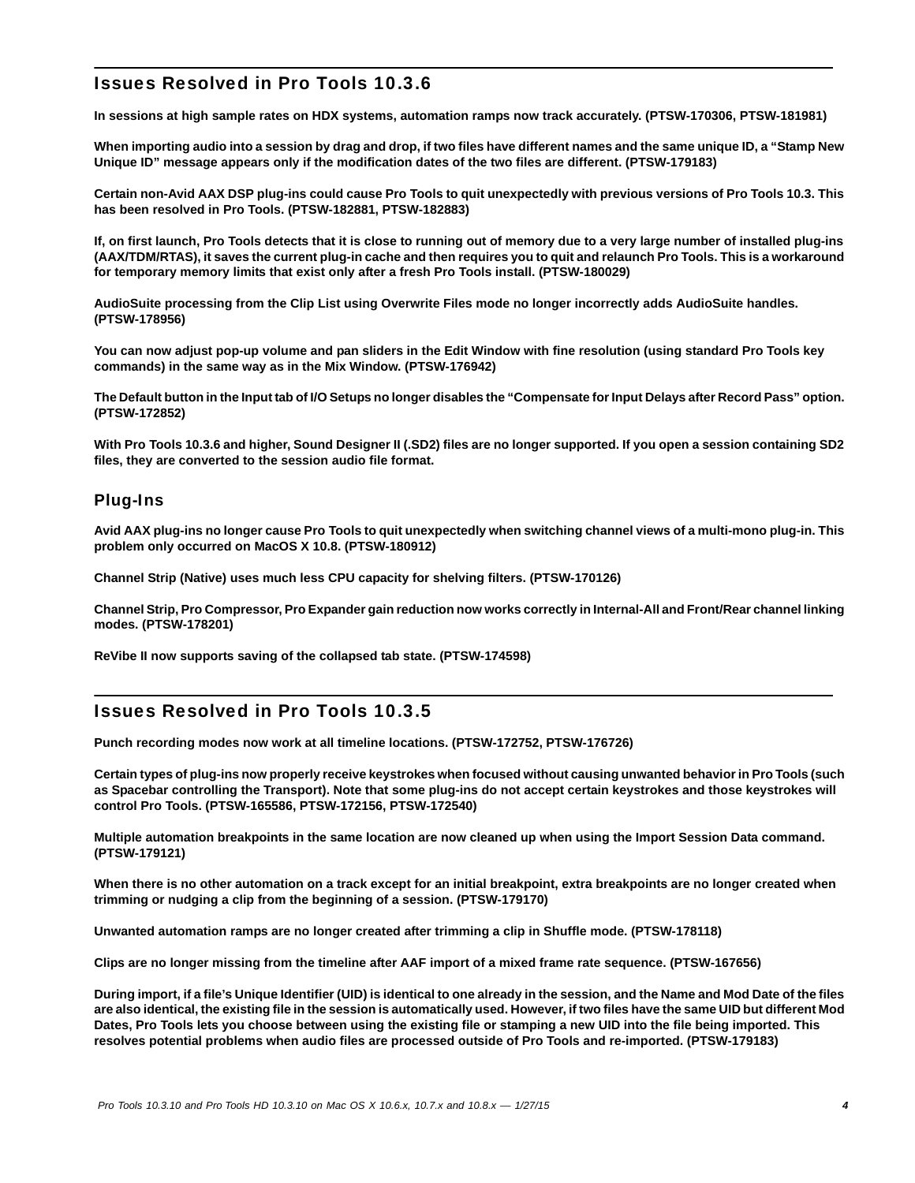## Issues Resolved in Pro Tools 10.3.6

In sessions at high sample rates on HDX systems, automation ramps now track accurately. (PTSW-170306, PTSW-181981)

When importing audio into a session by drag and drop, if two files have different names and the same unique ID, a "Stamp New Unique ID" message appears only if the modification dates of the two files are different. (PTSW-179183)

Certain non-Avid AAX DSP plug-ins could cause Pro Tools to quit unexpectedly with previous versions of Pro Tools 10.3. This has been resolved in Pro Tools. (PTSW-182881, PTSW-182883)

If, on first launch, Pro Tools detects that it is close to running out of memory due to a very large number of installed plug-ins (AAX/TDM/RTAS), it saves the current plug-in cache and then requires you to quit and relaunch Pro Tools. This is a workaround for temporary memory limits that exist only after a fresh Pro Tools install. (PTSW-180029)

AudioSuite processing from the Clip List using Overwrite Files mode no longer incorrectly adds AudioSuite handles. (PTSW-178956)

You can now adjust pop-up volume and pan sliders in the Edit Window with fine resolution (using standard Pro Tools key commands) in the same way as in the Mix Window. (PTSW-176942)

The Default button in the Input tab of I/O Setups no longer disables the "Compensate for Input Delays after Record Pass" option. (PTSW-172852)

With Pro Tools 10.3.6 and higher, Sound Designer II (.SD2) files are no longer supported. If you open a session containing SD2 files, they are converted to the session audio file format.

### Plug-Ins

Avid AAX plug-ins no longer cause Pro Tools to quit unexpectedly when switching channel views of a multi-mono plug-in. This problem only occurred on MacOS X 10.8. (PTSW-180912)

Channel Strip (Native) uses much less CPU capacity for shelving filters. (PTSW-170126)

Channel Strip, Pro Compressor, Pro Expander gain reduction now works correctly in Internal-All and Front/Rear channel linking modes. (PTSW-178201)

ReVibe II now supports saving of the collapsed tab state. (PTSW-174598)

## Issues Resolved in Pro Tools 10.3.5

Punch recording modes now work at all timeline locations. (PTSW-172752, PTSW-176726)

Certain types of plug-ins now properly receive keystrokes when focused without causing unwanted behavior in Pro Tools (such as Spacebar controlling the Transport). Note that some plug-ins do not accept certain keystrokes and those keystrokes will control Pro Tools. (PTSW-165586, PTSW-172156, PTSW-172540)

Multiple automation breakpoints in the same location are now cleaned up when using the Import Session Data command. (PTSW-179121)

When there is no other automation on a track except for an initial breakpoint, extra breakpoints are no longer created when trimming or nudging a clip from the beginning of a session. (PTSW-179170)

Unwanted automation ramps are no longer created after trimming a clip in Shuffle mode. (PTSW-178118)

Clips are no longer missing from the timeline after AAF import of a mixed frame rate sequence. (PTSW-167656)

During import, if a file's Unique Identifier (UID) is identical to one already in the session, and the Name and Mod Date of the files are also identical, the existing file in the session is automatically used. However, if two files have the same UID but different Mod Dates, Pro Tools lets you choose between using the existing file or stamping a new UID into the file being imported. This resolves potential problems when audio files are processed outside of Pro Tools and re-imported. (PTSW-179183)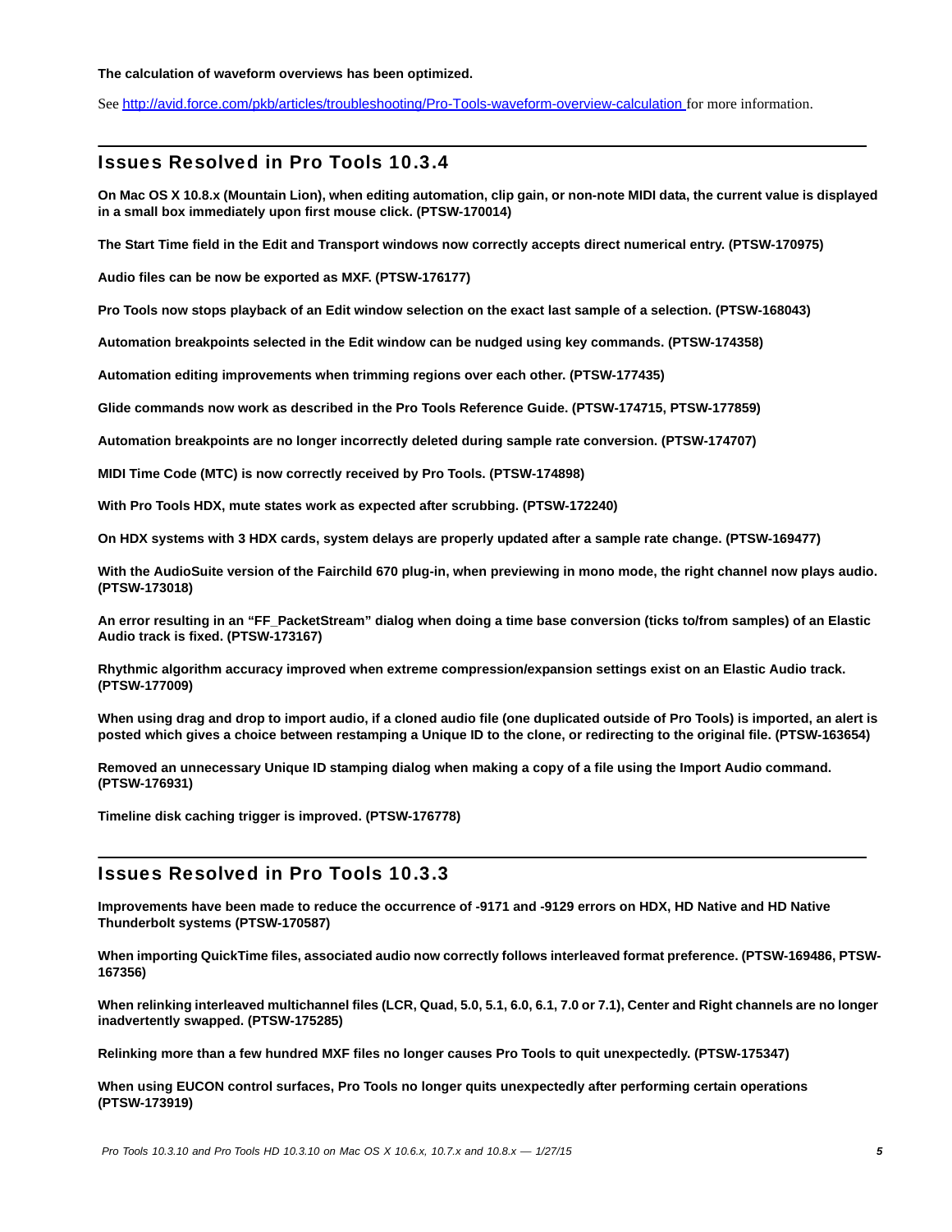**The calculation of waveform overviews has been optimized.**

See http://avid.force.com/pkb/articles/troubleshooting/Pro-Tools-waveform-overview-calculation for more information.

## Issues Resolved in Pro Tools 10.3.4

**On Mac OS X 10.8.x (Mountain Lion), when editing automation, clip gain, or non-note MIDI data, the current value is displayed in a small box immediately upon first mouse click. (PTSW-170014)**

**The Start Time field in the Edit and Transport windows now correctly accepts direct numerical entry. (PTSW-170975)**

**Audio files can be now be exported as MXF. (PTSW-176177)**

**Pro Tools now stops playback of an Edit window selection on the exact last sample of a selection. (PTSW-168043)**

**Automation breakpoints selected in the Edit window can be nudged using key commands. (PTSW-174358)**

**Automation editing improvements when trimming regions over each other. (PTSW-177435)**

**Glide commands now work as described in the Pro Tools Reference Guide. (PTSW-174715, PTSW-177859)**

**Automation breakpoints are no longer incorrectly deleted during sample rate conversion. (PTSW-174707)**

**MIDI Time Code (MTC) is now correctly received by Pro Tools. (PTSW-174898)**

**With Pro Tools HDX, mute states work as expected after scrubbing. (PTSW-172240)**

**On HDX systems with 3 HDX cards, system delays are properly updated after a sample rate change. (PTSW-169477)**

**With the AudioSuite version of the Fairchild 670 plug-in, when previewing in mono mode, the right channel now plays audio. (PTSW-173018)**

**An error resulting in an "FF_PacketStream" dialog when doing a time base conversion (ticks to/from samples) of an Elastic Audio track is fixed. (PTSW-173167)**

**Rhythmic algorithm accuracy improved when extreme compression/expansion settings exist on an Elastic Audio track. (PTSW-177009)**

**When using drag and drop to import audio, if a cloned audio file (one duplicated outside of Pro Tools) is imported, an alert is posted which gives a choice between restamping a Unique ID to the clone, or redirecting to the original file. (PTSW-163654)**

**Removed an unnecessary Unique ID stamping dialog when making a copy of a file using the Import Audio command. (PTSW-176931)**

**Timeline disk caching trigger is improved. (PTSW-176778)**

## Issues Resolved in Pro Tools 10.3.3

**Improvements have been made to reduce the occurrence of -9171 and -9129 errors on HDX, HD Native and HD Native Thunderbolt systems (PTSW-170587)**

**When importing QuickTime files, associated audio now correctly follows interleaved format preference. (PTSW-169486, PTSW-167356)**

**When relinking interleaved multichannel files (LCR, Quad, 5.0, 5.1, 6.0, 6.1, 7.0 or 7.1), Center and Right channels are no longer inadvertently swapped. (PTSW-175285)**

**Relinking more than a few hundred MXF files no longer causes Pro Tools to quit unexpectedly. (PTSW-175347)**

**When using EUCON control surfaces, Pro Tools no longer quits unexpectedly after performing certain operations (PTSW-173919)**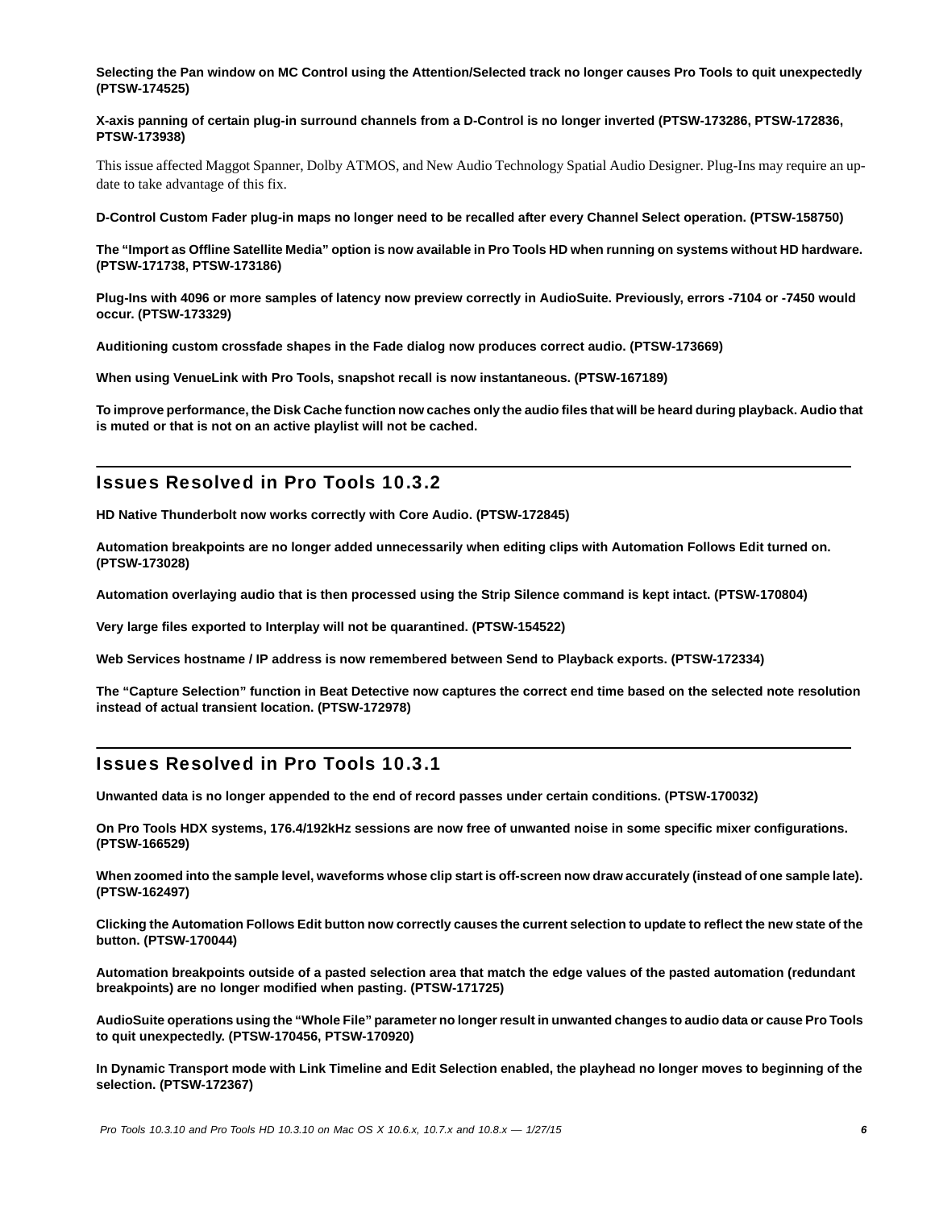**Selecting the Pan window on MC Control using the Attention/Selected track no longer causes Pro Tools to quit unexpectedly (PTSW-174525)**

**X-axis panning of certain plug-in surround channels from a D-Control is no longer inverted (PTSW-173286, PTSW-172836, PTSW-173938)**

This issue affected Maggot Spanner, Dolby ATMOS, and New Audio Technology Spatial Audio Designer. Plug-Ins may require an update to take advantage of this fix.

**D-Control Custom Fader plug-in maps no longer need to be recalled after every Channel Select operation. (PTSW-158750)**

**The "Import as Offline Satellite Media" option is now available in Pro Tools HD when running on systems without HD hardware. (PTSW-171738, PTSW-173186)**

**Plug-Ins with 4096 or more samples of latency now preview correctly in AudioSuite. Previously, errors -7104 or -7450 would occur. (PTSW-173329)**

**Auditioning custom crossfade shapes in the Fade dialog now produces correct audio. (PTSW-173669)**

**When using VenueLink with Pro Tools, snapshot recall is now instantaneous. (PTSW-167189)**

**To improve performance, the Disk Cache function now caches only the audio files that will be heard during playback. Audio that is muted or that is not on an active playlist will not be cached.**

## Issues Resolved in Pro Tools 10.3.2

**HD Native Thunderbolt now works correctly with Core Audio. (PTSW-172845)**

**Automation breakpoints are no longer added unnecessarily when editing clips with Automation Follows Edit turned on. (PTSW-173028)**

**Automation overlaying audio that is then processed using the Strip Silence command is kept intact. (PTSW-170804)**

**Very large files exported to Interplay will not be quarantined. (PTSW-154522)**

**Web Services hostname / IP address is now remembered between Send to Playback exports. (PTSW-172334)**

**The "Capture Selection" function in Beat Detective now captures the correct end time based on the selected note resolution instead of actual transient location. (PTSW-172978)**

## Issues Resolved in Pro Tools 10.3.1

**Unwanted data is no longer appended to the end of record passes under certain conditions. (PTSW-170032)**

**On Pro Tools HDX systems, 176.4/192kHz sessions are now free of unwanted noise in some specific mixer configurations. (PTSW-166529)**

**When zoomed into the sample level, waveforms whose clip start is off-screen now draw accurately (instead of one sample late). (PTSW-162497)**

**Clicking the Automation Follows Edit button now correctly causes the current selection to update to reflect the new state of the button. (PTSW-170044)**

**Automation breakpoints outside of a pasted selection area that match the edge values of the pasted automation (redundant breakpoints) are no longer modified when pasting. (PTSW-171725)**

**AudioSuite operations using the "Whole File" parameter no longer result in unwanted changes to audio data or cause Pro Tools to quit unexpectedly. (PTSW-170456, PTSW-170920)**

**In Dynamic Transport mode with Link Timeline and Edit Selection enabled, the playhead no longer moves to beginning of the selection. (PTSW-172367)**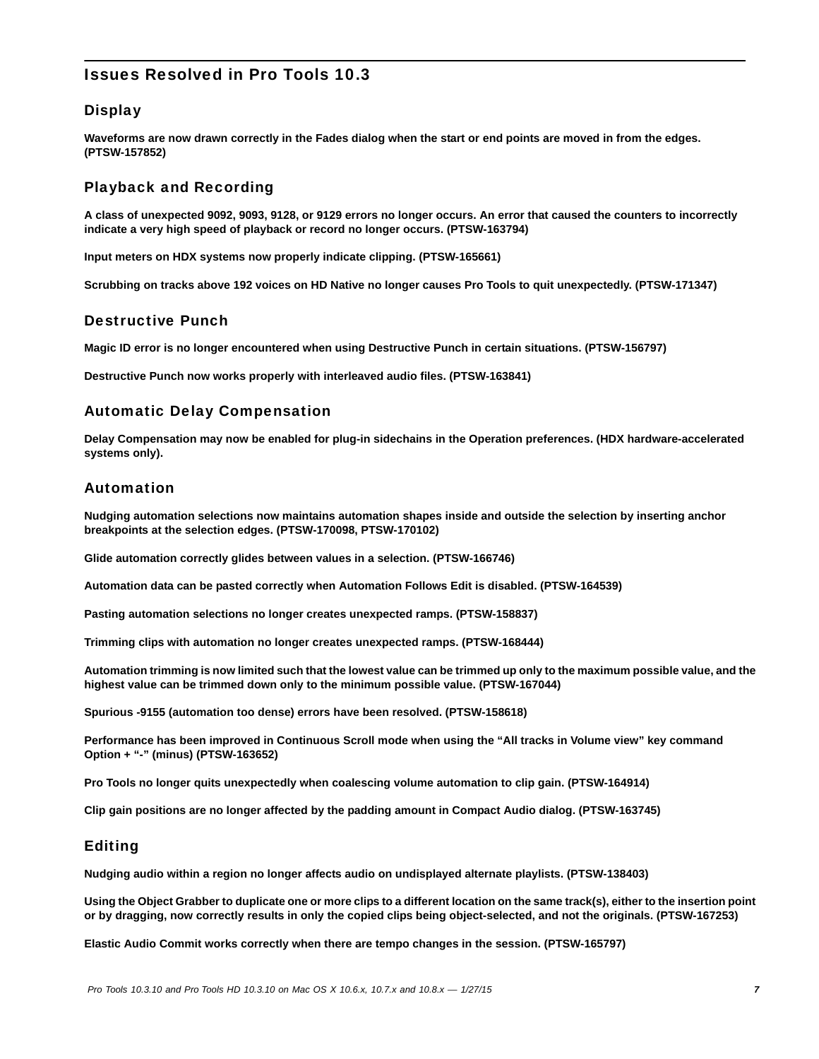## Issues Resolved in Pro Tools 10.3

### Display

**Waveforms are now drawn correctly in the Fades dialog when the start or end points are moved in from the edges. (PTSW-157852)**

### Playback and Recording

**A class of unexpected 9092, 9093, 9128, or 9129 errors no longer occurs. An error that caused the counters to incorrectly indicate a very high speed of playback or record no longer occurs. (PTSW-163794)**

**Input meters on HDX systems now properly indicate clipping. (PTSW-165661)**

**Scrubbing on tracks above 192 voices on HD Native no longer causes Pro Tools to quit unexpectedly. (PTSW-171347)**

### Destructive Punch

**Magic ID error is no longer encountered when using Destructive Punch in certain situations. (PTSW-156797)**

**Destructive Punch now works properly with interleaved audio files. (PTSW-163841)**

### Automatic Delay Compensation

**Delay Compensation may now be enabled for plug-in sidechains in the Operation preferences. (HDX hardware-accelerated systems only).**

### Automation

**Nudging automation selections now maintains automation shapes inside and outside the selection by inserting anchor breakpoints at the selection edges. (PTSW-170098, PTSW-170102)**

**Glide automation correctly glides between values in a selection. (PTSW-166746)**

**Automation data can be pasted correctly when Automation Follows Edit is disabled. (PTSW-164539)**

**Pasting automation selections no longer creates unexpected ramps. (PTSW-158837)**

**Trimming clips with automation no longer creates unexpected ramps. (PTSW-168444)**

**Automation trimming is now limited such that the lowest value can be trimmed up only to the maximum possible value, and the highest value can be trimmed down only to the minimum possible value. (PTSW-167044)**

**Spurious -9155 (automation too dense) errors have been resolved. (PTSW-158618)**

**Performance has been improved in Continuous Scroll mode when using the "All tracks in Volume view" key command Option + "-" (minus) (PTSW-163652)**

**Pro Tools no longer quits unexpectedly when coalescing volume automation to clip gain. (PTSW-164914)**

**Clip gain positions are no longer affected by the padding amount in Compact Audio dialog. (PTSW-163745)**

### Editing

**Nudging audio within a region no longer affects audio on undisplayed alternate playlists. (PTSW-138403)**

**Using the Object Grabber to duplicate one or more clips to a different location on the same track(s), either to the insertion point or by dragging, now correctly results in only the copied clips being object-selected, and not the originals. (PTSW-167253)**

**Elastic Audio Commit works correctly when there are tempo changes in the session. (PTSW-165797)**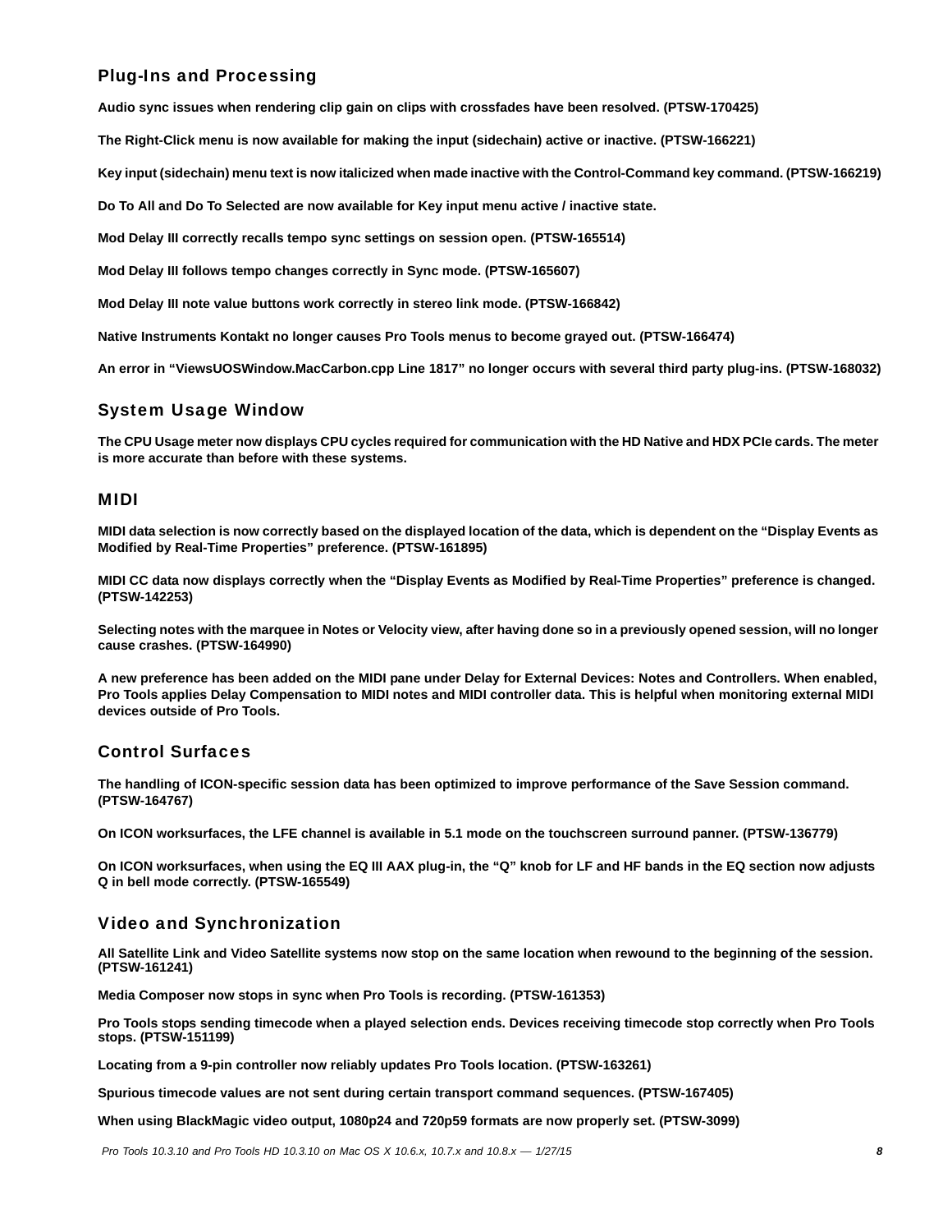## Plug-Ins and Processing

**Audio sync issues when rendering clip gain on clips with crossfades have been resolved. (PTSW-170425)**

**The Right-Click menu is now available for making the input (sidechain) active or inactive. (PTSW-166221)**

**Key input (sidechain) menu text is now italicized when made inactive with the Control-Command key command. (PTSW-166219)**

**Do To All and Do To Selected are now available for Key input menu active / inactive state.**

**Mod Delay III correctly recalls tempo sync settings on session open. (PTSW-165514)**

**Mod Delay III follows tempo changes correctly in Sync mode. (PTSW-165607)**

**Mod Delay III note value buttons work correctly in stereo link mode. (PTSW-166842)**

**Native Instruments Kontakt no longer causes Pro Tools menus to become grayed out. (PTSW-166474)**

**An error in "ViewsUOSWindow.MacCarbon.cpp Line 1817" no longer occurs with several third party plug-ins. (PTSW-168032)**

## System Usage Window

**The CPU Usage meter now displays CPU cycles required for communication with the HD Native and HDX PCIe cards. The meter is more accurate than before with these systems.**

## MIDI

**MIDI data selection is now correctly based on the displayed location of the data, which is dependent on the "Display Events as Modified by Real-Time Properties" preference. (PTSW-161895)**

**MIDI CC data now displays correctly when the "Display Events as Modified by Real-Time Properties" preference is changed. (PTSW-142253)**

**Selecting notes with the marquee in Notes or Velocity view, after having done so in a previously opened session, will no longer cause crashes. (PTSW-164990)**

**A new preference has been added on the MIDI pane under Delay for External Devices: Notes and Controllers. When enabled, Pro Tools applies Delay Compensation to MIDI notes and MIDI controller data. This is helpful when monitoring external MIDI devices outside of Pro Tools.**

## Control Surfaces

**The handling of ICON-specific session data has been optimized to improve performance of the Save Session command. (PTSW-164767)**

**On ICON worksurfaces, the LFE channel is available in 5.1 mode on the touchscreen surround panner. (PTSW-136779)**

**On ICON worksurfaces, when using the EQ III AAX plug-in, the "Q" knob for LF and HF bands in the EQ section now adjusts Q in bell mode correctly. (PTSW-165549)**

## Video and Synchronization

**All Satellite Link and Video Satellite systems now stop on the same location when rewound to the beginning of the session. (PTSW-161241)**

**Media Composer now stops in sync when Pro Tools is recording. (PTSW-161353)**

**Pro Tools stops sending timecode when a played selection ends. Devices receiving timecode stop correctly when Pro Tools stops. (PTSW-151199)**

**Locating from a 9-pin controller now reliably updates Pro Tools location. (PTSW-163261)**

**Spurious timecode values are not sent during certain transport command sequences. (PTSW-167405)**

**When using BlackMagic video output, 1080p24 and 720p59 formats are now properly set. (PTSW-3099)**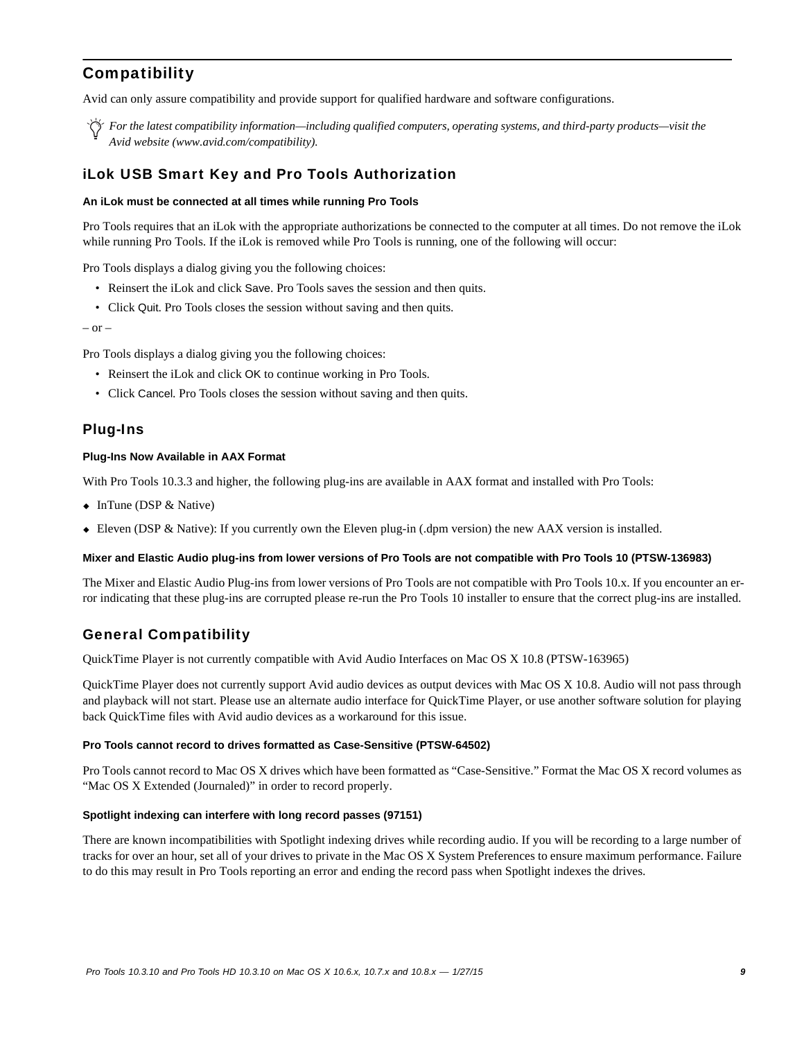## Compatibility

Avid can only assure compatibility and provide support for qualified hardware and software configurations.

*For the latest compatibility information—including qualified computers, operating systems, and third-party products—visit the Avid website (www.avid.com/compatibility).*

### iLok USB Smart Key and Pro Tools Authorization

#### An iLok must be connected at all times while running Pro Tools

Pro Tools requires that an iLok with the appropriate authorizations be connected to the computer at all times. Do not remove the iLok while running Pro Tools. If the iLok is removed while Pro Tools is running, one of the following will occur:

Pro Tools displays a dialog giving you the following choices:

- Reinsert the iLok and click Save. Pro Tools saves the session and then quits.
- Click Quit. Pro Tools closes the session without saving and then quits.

– or –

Pro Tools displays a dialog giving you the following choices:

- Reinsert the iLok and click OK to continue working in Pro Tools.
- Click Cancel. Pro Tools closes the session without saving and then quits.

### Plug-Ins

#### Plug-Ins Now Available in AAX Format

With Pro Tools 10.3.3 and higher, the following plug-ins are available in AAX format and installed with Pro Tools:

- InTune (DSP & Native)
- Eleven (DSP & Native): If you currently own the Eleven plug-in (.dpm version) the new AAX version is installed.

#### Mixer and Elastic Audio plug-ins from lower versions of Pro Tools are not compatible with Pro Tools 10 (PTSW-136983)

The Mixer and Elastic Audio Plug-ins from lower versions of Pro Tools are not compatible with Pro Tools 10.x. If you encounter an error indicating that these plug-ins are corrupted please re-run the Pro Tools 10 installer to ensure that the correct plug-ins are installed.

### General Compatibility

QuickTime Player is not currently compatible with Avid Audio Interfaces on Mac OS X 10.8 (PTSW-163965)

QuickTime Player does not currently support Avid audio devices as output devices with Mac OS X 10.8. Audio will not pass through and playback will not start. Please use an alternate audio interface for QuickTime Player, or use another software solution for playing back QuickTime files with Avid audio devices as a workaround for this issue.

#### Pro Tools cannot record to drives formatted as Case-Sensitive (PTSW-64502)

Pro Tools cannot record to Mac OS X drives which have been formatted as "Case-Sensitive." Format the Mac OS X record volumes as "Mac OS X Extended (Journaled)" in order to record properly.

#### Spotlight indexing can interfere with long record passes (97151)

There are known incompatibilities with Spotlight indexing drives while recording audio. If you will be recording to a large number of tracks for over an hour, set all of your drives to private in the Mac OS X System Preferences to ensure maximum performance. Failure to do this may result in Pro Tools reporting an error and ending the record pass when Spotlight indexes the drives.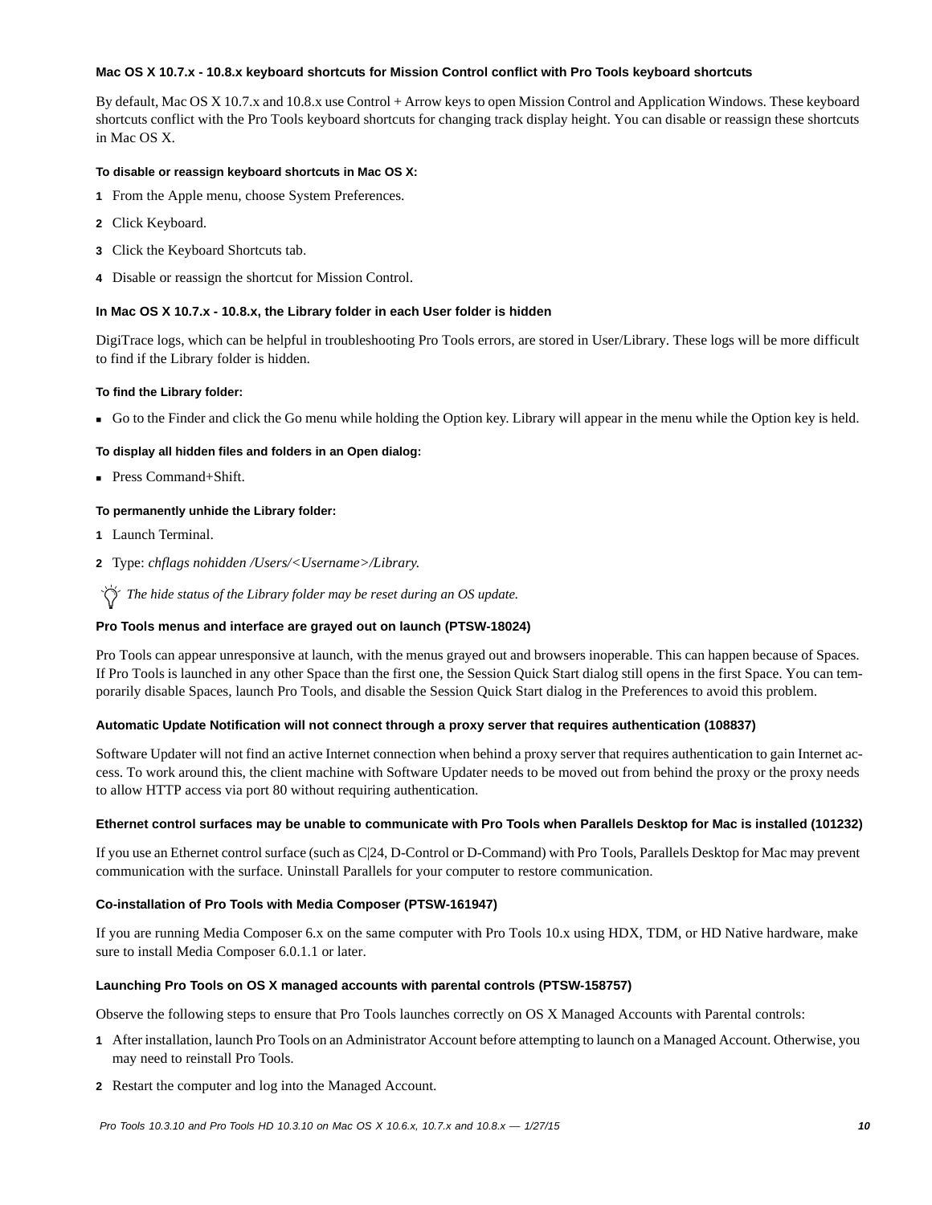### Mac OS X 10.7.x - 10.8.x keyboard shortcuts for Mission Control conflict with Pro Tools keyboard shortcuts

By default, Mac OS X 10.7.x and 10.8.x use Control + Arrow keys to open Mission Control and Application Windows. These keyboard shortcuts conflict with the Pro Tools keyboard shortcuts for changing track display height. You can disable or reassign these shortcuts in Mac OS X.

**To disable or reassign keyboard shortcuts in Mac OS X:**

1. From the Apple menu, choose System Preferences.
2. Click Keyboard.
3. Click the Keyboard Shortcuts tab.
4. Disable or reassign the shortcut for Mission Control.

### In Mac OS X 10.7.x - 10.8.x, the Library folder in each User folder is hidden

DigiTrace logs, which can be helpful in troubleshooting Pro Tools errors, are stored in User/Library. These logs will be more difficult to find if the Library folder is hidden.

**To find the Library folder:**

- Go to the Finder and click the Go menu while holding the Option key. Library will appear in the menu while the Option key is held.

**To display all hidden files and folders in an Open dialog:**

- Press Command+Shift.

**To permanently unhide the Library folder:**

1. Launch Terminal.
2. Type: *chflags nohidden /Users/<Username>/Library.*

*The hide status of the Library folder may be reset during an OS update.*

### Pro Tools menus and interface are grayed out on launch (PTSW-18024)

Pro Tools can appear unresponsive at launch, with the menus grayed out and browsers inoperable. This can happen because of Spaces. If Pro Tools is launched in any other Space than the first one, the Session Quick Start dialog still opens in the first Space. You can temporarily disable Spaces, launch Pro Tools, and disable the Session Quick Start dialog in the Preferences to avoid this problem.

### Automatic Update Notification will not connect through a proxy server that requires authentication (108837)

Software Updater will not find an active Internet connection when behind a proxy server that requires authentication to gain Internet access. To work around this, the client machine with Software Updater needs to be moved out from behind the proxy or the proxy needs to allow HTTP access via port 80 without requiring authentication.

### Ethernet control surfaces may be unable to communicate with Pro Tools when Parallels Desktop for Mac is installed (101232)

If you use an Ethernet control surface (such as C|24, D-Control or D-Command) with Pro Tools, Parallels Desktop for Mac may prevent communication with the surface. Uninstall Parallels for your computer to restore communication.

### Co-installation of Pro Tools with Media Composer (PTSW-161947)

If you are running Media Composer 6.x on the same computer with Pro Tools 10.x using HDX, TDM, or HD Native hardware, make sure to install Media Composer 6.0.1.1 or later.

### Launching Pro Tools on OS X managed accounts with parental controls (PTSW-158757)

Observe the following steps to ensure that Pro Tools launches correctly on OS X Managed Accounts with Parental controls:

1. After installation, launch Pro Tools on an Administrator Account before attempting to launch on a Managed Account. Otherwise, you may need to reinstall Pro Tools.
2. Restart the computer and log into the Managed Account.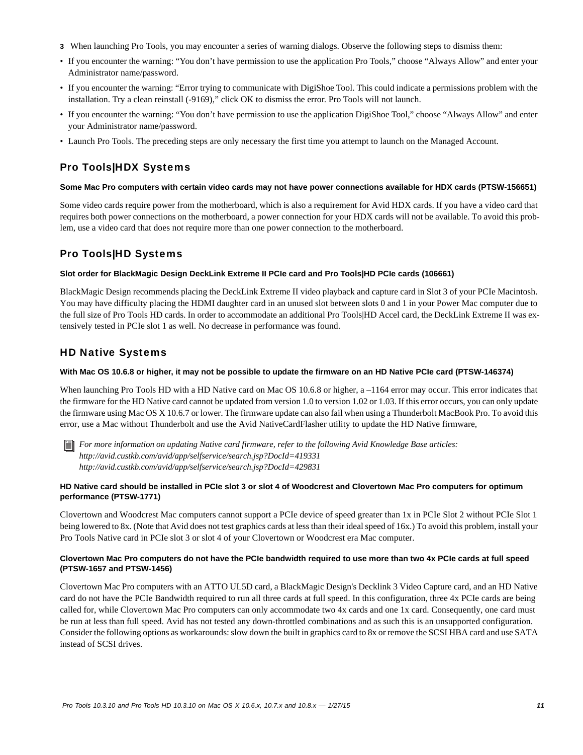3 When launching Pro Tools, you may encounter a series of warning dialogs. Observe the following steps to dismiss them:

- If you encounter the warning: “You don’t have permission to use the application Pro Tools,” choose “Always Allow” and enter your Administrator name/password.
- If you encounter the warning: “Error trying to communicate with DigiShoe Tool. This could indicate a permissions problem with the installation. Try a clean reinstall (-9169),” click OK to dismiss the error. Pro Tools will not launch.
- If you encounter the warning: “You don’t have permission to use the application DigiShoe Tool,” choose “Always Allow” and enter your Administrator name/password.
- Launch Pro Tools. The preceding steps are only necessary the first time you attempt to launch on the Managed Account.

## Pro Tools|HDX Systems

#### Some Mac Pro computers with certain video cards may not have power connections available for HDX cards (PTSW-156651)

Some video cards require power from the motherboard, which is also a requirement for Avid HDX cards. If you have a video card that requires both power connections on the motherboard, a power connection for your HDX cards will not be available. To avoid this problem, use a video card that does not require more than one power connection to the motherboard.

## Pro Tools|HD Systems

#### Slot order for BlackMagic Design DeckLink Extreme II PCIe card and Pro Tools|HD PCIe cards (106661)

BlackMagic Design recommends placing the DeckLink Extreme II video playback and capture card in Slot 3 of your PCIe Macintosh. You may have difficulty placing the HDMI daughter card in an unused slot between slots 0 and 1 in your Power Mac computer due to the full size of Pro Tools HD cards. In order to accommodate an additional Pro Tools|HD Accel card, the DeckLink Extreme II was extensively tested in PCIe slot 1 as well. No decrease in performance was found.

## HD Native Systems

#### With Mac OS 10.6.8 or higher, it may not be possible to update the firmware on an HD Native PCIe card (PTSW-146374)

When launching Pro Tools HD with a HD Native card on Mac OS 10.6.8 or higher, a –1164 error may occur. This error indicates that the firmware for the HD Native card cannot be updated from version 1.0 to version 1.02 or 1.03. If this error occurs, you can only update the firmware using Mac OS X 10.6.7 or lower. The firmware update can also fail when using a Thunderbolt MacBook Pro. To avoid this error, use a Mac without Thunderbolt and use the Avid NativeCardFlasher utility to update the HD Native firmware,

*For more information on updating Native card firmware, refer to the following Avid Knowledge Base articles:*
*http://avid.custkb.com/avid/app/selfservice/search.jsp?DocId=419331*
*http://avid.custkb.com/avid/app/selfservice/search.jsp?DocId=429831*

#### HD Native card should be installed in PCIe slot 3 or slot 4 of Woodcrest and Clovertown Mac Pro computers for optimum performance (PTSW-1771)

Clovertown and Woodcrest Mac computers cannot support a PCIe device of speed greater than 1x in PCIe Slot 2 without PCIe Slot 1 being lowered to 8x. (Note that Avid does not test graphics cards at less than their ideal speed of 16x.) To avoid this problem, install your Pro Tools Native card in PCIe slot 3 or slot 4 of your Clovertown or Woodcrest era Mac computer.

#### Clovertown Mac Pro computers do not have the PCIe bandwidth required to use more than two 4x PCIe cards at full speed (PTSW-1657 and PTSW-1456)

Clovertown Mac Pro computers with an ATTO UL5D card, a BlackMagic Design's Decklink 3 Video Capture card, and an HD Native card do not have the PCIe Bandwidth required to run all three cards at full speed. In this configuration, three 4x PCIe cards are being called for, while Clovertown Mac Pro computers can only accommodate two 4x cards and one 1x card. Consequently, one card must be run at less than full speed. Avid has not tested any down-throttled combinations and as such this is an unsupported configuration. Consider the following options as workarounds: slow down the built in graphics card to 8x or remove the SCSI HBA card and use SATA instead of SCSI drives.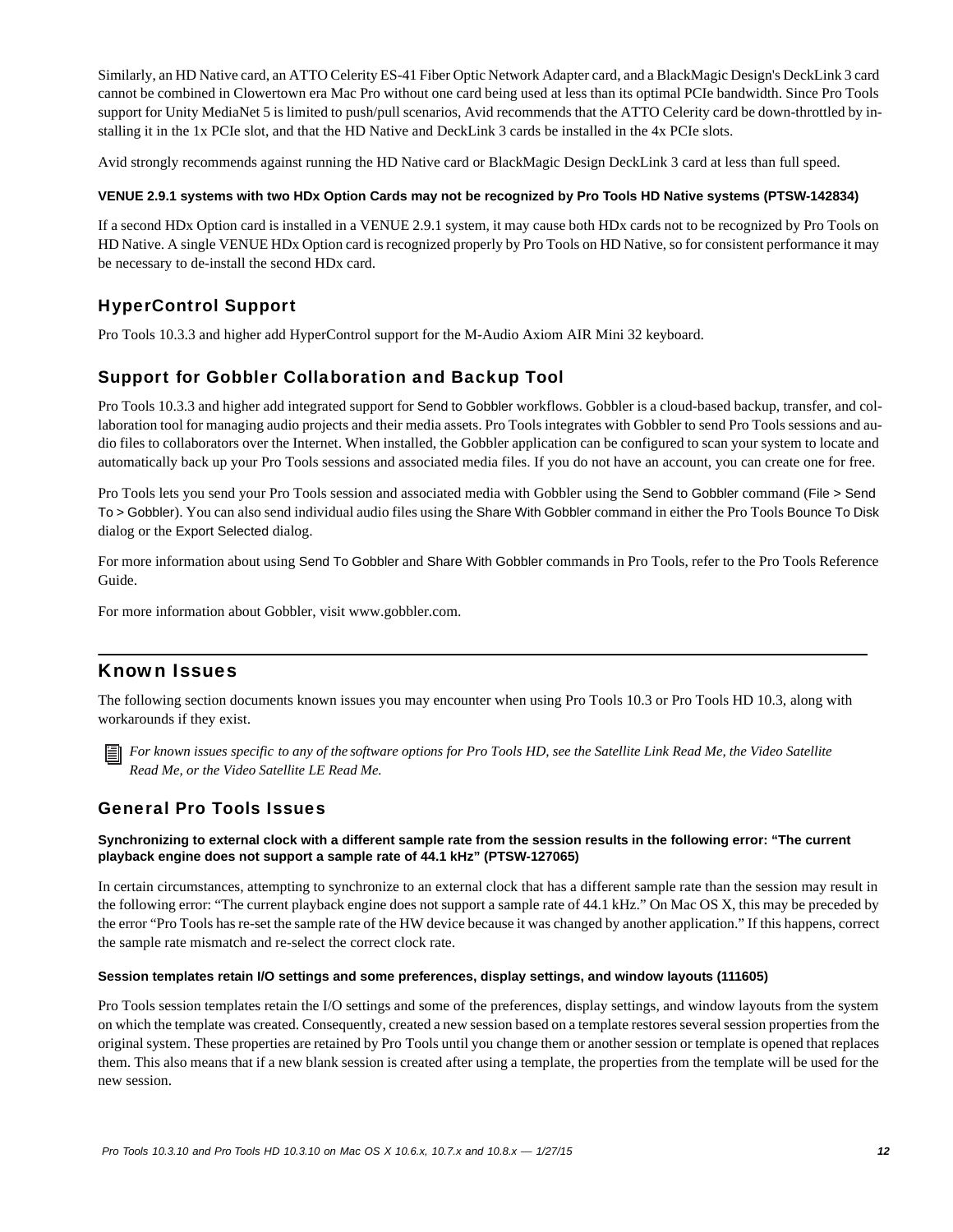Similarly, an HD Native card, an ATTO Celerity ES-41 Fiber Optic Network Adapter card, and a BlackMagic Design's DeckLink 3 card cannot be combined in Clowertown era Mac Pro without one card being used at less than its optimal PCIe bandwidth. Since Pro Tools support for Unity MediaNet 5 is limited to push/pull scenarios, Avid recommends that the ATTO Celerity card be down-throttled by installing it in the 1x PCIe slot, and that the HD Native and DeckLink 3 cards be installed in the 4x PCIe slots.

Avid strongly recommends against running the HD Native card or BlackMagic Design DeckLink 3 card at less than full speed.

#### VENUE 2.9.1 systems with two HDx Option Cards may not be recognized by Pro Tools HD Native systems (PTSW-142834)

If a second HDx Option card is installed in a VENUE 2.9.1 system, it may cause both HDx cards not to be recognized by Pro Tools on HD Native. A single VENUE HDx Option card is recognized properly by Pro Tools on HD Native, so for consistent performance it may be necessary to de-install the second HDx card.

### HyperControl Support

Pro Tools 10.3.3 and higher add HyperControl support for the M-Audio Axiom AIR Mini 32 keyboard.

### Support for Gobbler Collaboration and Backup Tool

Pro Tools 10.3.3 and higher add integrated support for Send to Gobbler workflows. Gobbler is a cloud-based backup, transfer, and collaboration tool for managing audio projects and their media assets. Pro Tools integrates with Gobbler to send Pro Tools sessions and audio files to collaborators over the Internet. When installed, the Gobbler application can be configured to scan your system to locate and automatically back up your Pro Tools sessions and associated media files. If you do not have an account, you can create one for free.

Pro Tools lets you send your Pro Tools session and associated media with Gobbler using the Send to Gobbler command (File > Send To > Gobbler). You can also send individual audio files using the Share With Gobbler command in either the Pro Tools Bounce To Disk dialog or the Export Selected dialog.

For more information about using Send To Gobbler and Share With Gobbler commands in Pro Tools, refer to the Pro Tools Reference Guide.

For more information about Gobbler, visit www.gobbler.com.

## Known Issues

The following section documents known issues you may encounter when using Pro Tools 10.3 or Pro Tools HD 10.3, along with workarounds if they exist.

*For known issues specific to any of the software options for Pro Tools HD, see the Satellite Link Read Me, the Video Satellite Read Me, or the Video Satellite LE Read Me.*

### General Pro Tools Issues

#### Synchronizing to external clock with a different sample rate from the session results in the following error: “The current playback engine does not support a sample rate of 44.1 kHz” (PTSW-127065)

In certain circumstances, attempting to synchronize to an external clock that has a different sample rate than the session may result in the following error: “The current playback engine does not support a sample rate of 44.1 kHz.” On Mac OS X, this may be preceded by the error “Pro Tools has re-set the sample rate of the HW device because it was changed by another application.” If this happens, correct the sample rate mismatch and re-select the correct clock rate.

#### Session templates retain I/O settings and some preferences, display settings, and window layouts (111605)

Pro Tools session templates retain the I/O settings and some of the preferences, display settings, and window layouts from the system on which the template was created. Consequently, created a new session based on a template restores several session properties from the original system. These properties are retained by Pro Tools until you change them or another session or template is opened that replaces them. This also means that if a new blank session is created after using a template, the properties from the template will be used for the new session.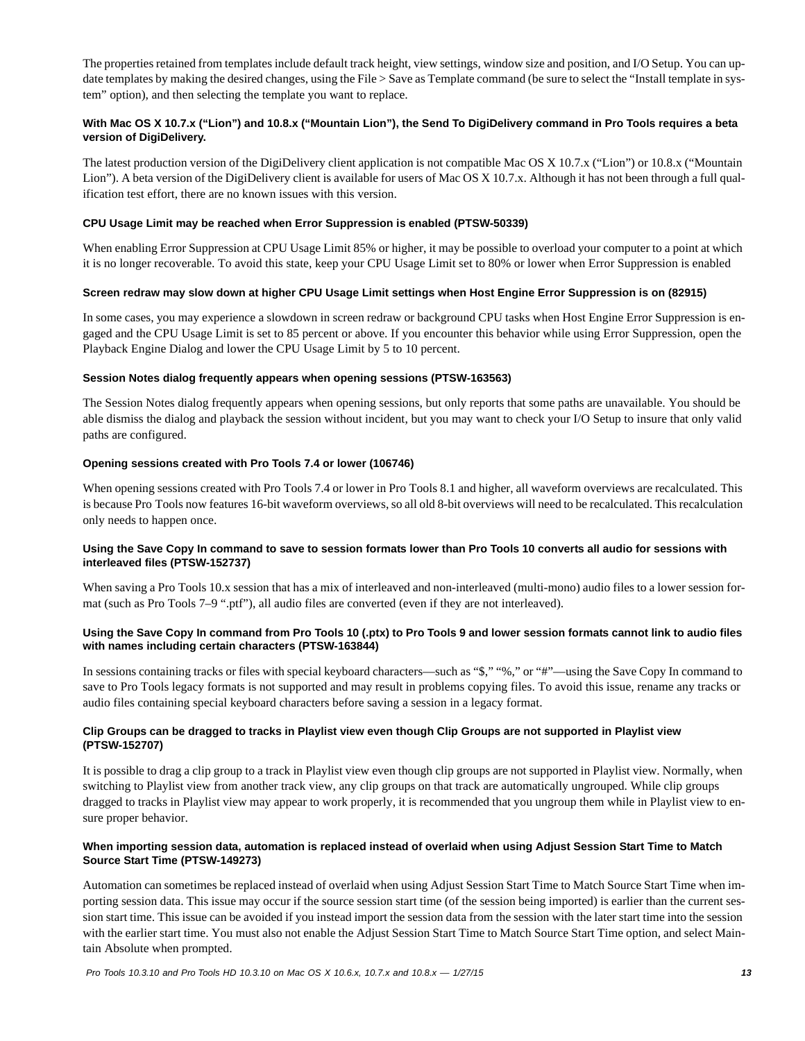The properties retained from templates include default track height, view settings, window size and position, and I/O Setup. You can update templates by making the desired changes, using the File > Save as Template command (be sure to select the "Install template in system" option), and then selecting the template you want to replace.

#### With Mac OS X 10.7.x ("Lion") and 10.8.x ("Mountain Lion"), the Send To DigiDelivery command in Pro Tools requires a beta version of DigiDelivery.

The latest production version of the DigiDelivery client application is not compatible Mac OS X 10.7.x ("Lion") or 10.8.x ("Mountain Lion"). A beta version of the DigiDelivery client is available for users of Mac OS X 10.7.x. Although it has not been through a full qualification test effort, there are no known issues with this version.

#### CPU Usage Limit may be reached when Error Suppression is enabled (PTSW-50339)

When enabling Error Suppression at CPU Usage Limit 85% or higher, it may be possible to overload your computer to a point at which it is no longer recoverable. To avoid this state, keep your CPU Usage Limit set to 80% or lower when Error Suppression is enabled

#### Screen redraw may slow down at higher CPU Usage Limit settings when Host Engine Error Suppression is on (82915)

In some cases, you may experience a slowdown in screen redraw or background CPU tasks when Host Engine Error Suppression is engaged and the CPU Usage Limit is set to 85 percent or above. If you encounter this behavior while using Error Suppression, open the Playback Engine Dialog and lower the CPU Usage Limit by 5 to 10 percent.

#### Session Notes dialog frequently appears when opening sessions (PTSW-163563)

The Session Notes dialog frequently appears when opening sessions, but only reports that some paths are unavailable. You should be able dismiss the dialog and playback the session without incident, but you may want to check your I/O Setup to insure that only valid paths are configured.

#### Opening sessions created with Pro Tools 7.4 or lower (106746)

When opening sessions created with Pro Tools 7.4 or lower in Pro Tools 8.1 and higher, all waveform overviews are recalculated. This is because Pro Tools now features 16-bit waveform overviews, so all old 8-bit overviews will need to be recalculated. This recalculation only needs to happen once.

#### Using the Save Copy In command to save to session formats lower than Pro Tools 10 converts all audio for sessions with interleaved files (PTSW-152737)

When saving a Pro Tools 10.x session that has a mix of interleaved and non-interleaved (multi-mono) audio files to a lower session format (such as Pro Tools 7–9 ".ptf"), all audio files are converted (even if they are not interleaved).

#### Using the Save Copy In command from Pro Tools 10 (.ptx) to Pro Tools 9 and lower session formats cannot link to audio files with names including certain characters (PTSW-163844)

In sessions containing tracks or files with special keyboard characters—such as "$," "%," or "#"—using the Save Copy In command to save to Pro Tools legacy formats is not supported and may result in problems copying files. To avoid this issue, rename any tracks or audio files containing special keyboard characters before saving a session in a legacy format.

#### Clip Groups can be dragged to tracks in Playlist view even though Clip Groups are not supported in Playlist view (PTSW-152707)

It is possible to drag a clip group to a track in Playlist view even though clip groups are not supported in Playlist view. Normally, when switching to Playlist view from another track view, any clip groups on that track are automatically ungrouped. While clip groups dragged to tracks in Playlist view may appear to work properly, it is recommended that you ungroup them while in Playlist view to ensure proper behavior.

#### When importing session data, automation is replaced instead of overlaid when using Adjust Session Start Time to Match Source Start Time (PTSW-149273)

Automation can sometimes be replaced instead of overlaid when using Adjust Session Start Time to Match Source Start Time when importing session data. This issue may occur if the source session start time (of the session being imported) is earlier than the current session start time. This issue can be avoided if you instead import the session data from the session with the later start time into the session with the earlier start time. You must also not enable the Adjust Session Start Time to Match Source Start Time option, and select Maintain Absolute when prompted.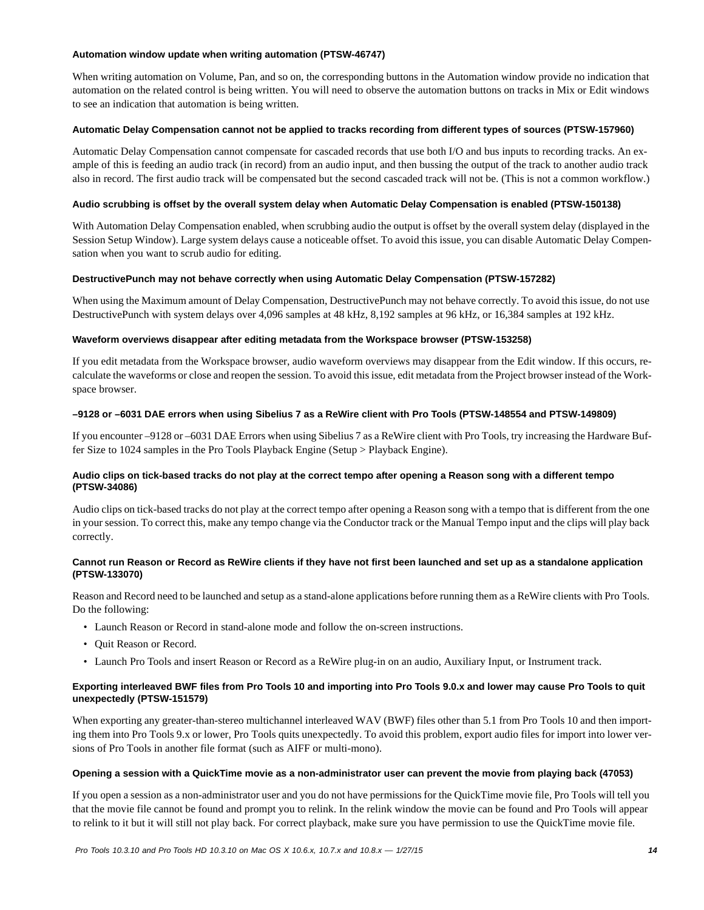#### Automation window update when writing automation (PTSW-46747)

When writing automation on Volume, Pan, and so on, the corresponding buttons in the Automation window provide no indication that automation on the related control is being written. You will need to observe the automation buttons on tracks in Mix or Edit windows to see an indication that automation is being written.

#### Automatic Delay Compensation cannot not be applied to tracks recording from different types of sources (PTSW-157960)

Automatic Delay Compensation cannot compensate for cascaded records that use both I/O and bus inputs to recording tracks. An example of this is feeding an audio track (in record) from an audio input, and then bussing the output of the track to another audio track also in record. The first audio track will be compensated but the second cascaded track will not be. (This is not a common workflow.)

#### Audio scrubbing is offset by the overall system delay when Automatic Delay Compensation is enabled (PTSW-150138)

With Automation Delay Compensation enabled, when scrubbing audio the output is offset by the overall system delay (displayed in the Session Setup Window). Large system delays cause a noticeable offset. To avoid this issue, you can disable Automatic Delay Compensation when you want to scrub audio for editing.

#### DestructivePunch may not behave correctly when using Automatic Delay Compensation (PTSW-157282)

When using the Maximum amount of Delay Compensation, DestructivePunch may not behave correctly. To avoid this issue, do not use DestructivePunch with system delays over 4,096 samples at 48 kHz, 8,192 samples at 96 kHz, or 16,384 samples at 192 kHz.

#### Waveform overviews disappear after editing metadata from the Workspace browser (PTSW-153258)

If you edit metadata from the Workspace browser, audio waveform overviews may disappear from the Edit window. If this occurs, recalculate the waveforms or close and reopen the session. To avoid this issue, edit metadata from the Project browser instead of the Workspace browser.

#### –9128 or –6031 DAE errors when using Sibelius 7 as a ReWire client with Pro Tools (PTSW-148554 and PTSW-149809)

If you encounter –9128 or –6031 DAE Errors when using Sibelius 7 as a ReWire client with Pro Tools, try increasing the Hardware Buffer Size to 1024 samples in the Pro Tools Playback Engine (Setup > Playback Engine).

#### Audio clips on tick-based tracks do not play at the correct tempo after opening a Reason song with a different tempo (PTSW-34086)

Audio clips on tick-based tracks do not play at the correct tempo after opening a Reason song with a tempo that is different from the one in your session. To correct this, make any tempo change via the Conductor track or the Manual Tempo input and the clips will play back correctly.

#### Cannot run Reason or Record as ReWire clients if they have not first been launched and set up as a standalone application (PTSW-133070)

Reason and Record need to be launched and setup as a stand-alone applications before running them as a ReWire clients with Pro Tools. Do the following:

- Launch Reason or Record in stand-alone mode and follow the on-screen instructions.
- Quit Reason or Record.
- Launch Pro Tools and insert Reason or Record as a ReWire plug-in on an audio, Auxiliary Input, or Instrument track.

#### Exporting interleaved BWF files from Pro Tools 10 and importing into Pro Tools 9.0.x and lower may cause Pro Tools to quit unexpectedly (PTSW-151579)

When exporting any greater-than-stereo multichannel interleaved WAV (BWF) files other than 5.1 from Pro Tools 10 and then importing them into Pro Tools 9.x or lower, Pro Tools quits unexpectedly. To avoid this problem, export audio files for import into lower versions of Pro Tools in another file format (such as AIFF or multi-mono).

#### Opening a session with a QuickTime movie as a non-administrator user can prevent the movie from playing back (47053)

If you open a session as a non-administrator user and you do not have permissions for the QuickTime movie file, Pro Tools will tell you that the movie file cannot be found and prompt you to relink. In the relink window the movie can be found and Pro Tools will appear to relink to it but it will still not play back. For correct playback, make sure you have permission to use the QuickTime movie file.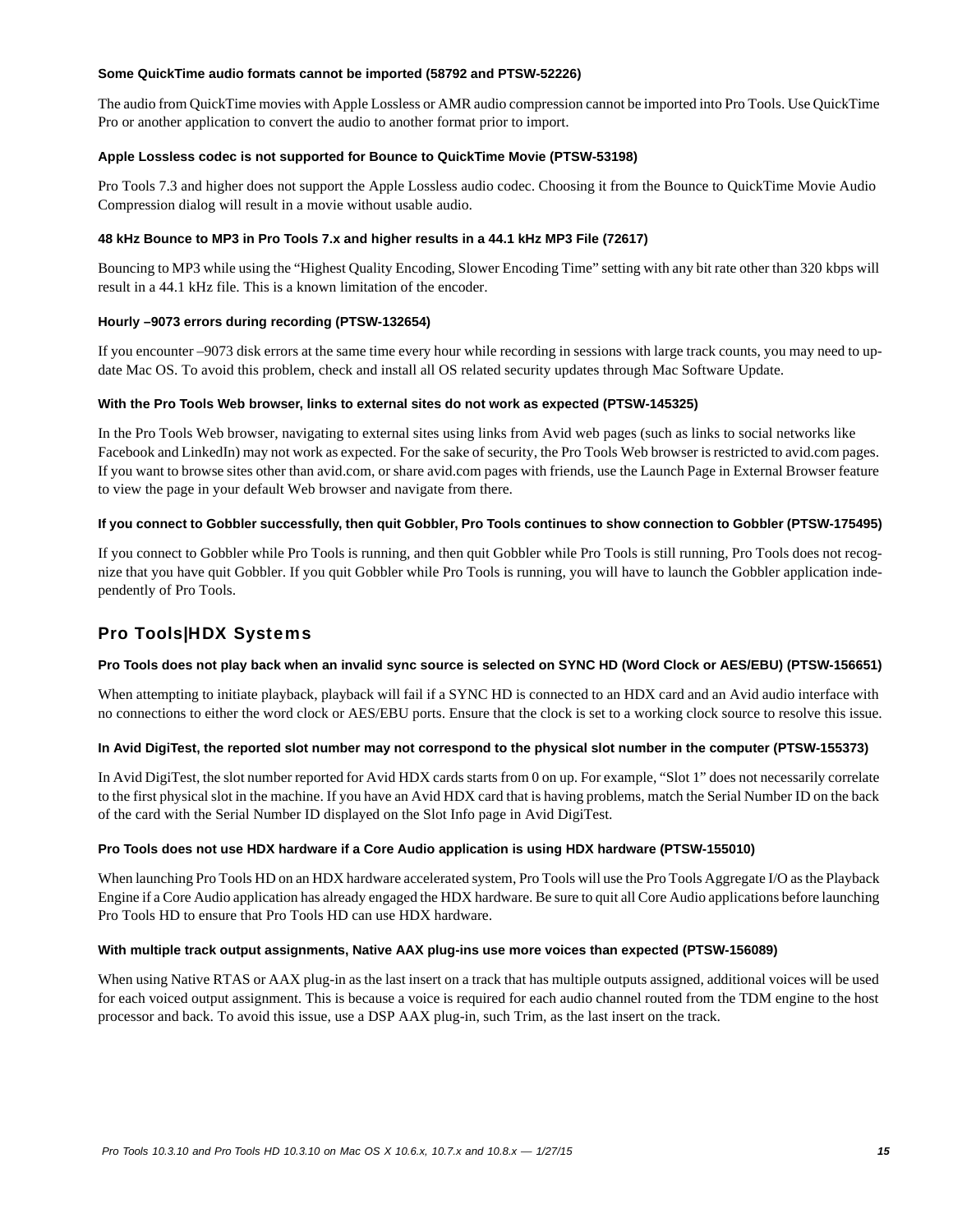#### Some QuickTime audio formats cannot be imported (58792 and PTSW-52226)

The audio from QuickTime movies with Apple Lossless or AMR audio compression cannot be imported into Pro Tools. Use QuickTime Pro or another application to convert the audio to another format prior to import.

#### Apple Lossless codec is not supported for Bounce to QuickTime Movie (PTSW-53198)

Pro Tools 7.3 and higher does not support the Apple Lossless audio codec. Choosing it from the Bounce to QuickTime Movie Audio Compression dialog will result in a movie without usable audio.

#### 48 kHz Bounce to MP3 in Pro Tools 7.x and higher results in a 44.1 kHz MP3 File (72617)

Bouncing to MP3 while using the "Highest Quality Encoding, Slower Encoding Time" setting with any bit rate other than 320 kbps will result in a 44.1 kHz file. This is a known limitation of the encoder.

#### Hourly –9073 errors during recording (PTSW-132654)

If you encounter –9073 disk errors at the same time every hour while recording in sessions with large track counts, you may need to update Mac OS. To avoid this problem, check and install all OS related security updates through Mac Software Update.

#### With the Pro Tools Web browser, links to external sites do not work as expected (PTSW-145325)

In the Pro Tools Web browser, navigating to external sites using links from Avid web pages (such as links to social networks like Facebook and LinkedIn) may not work as expected. For the sake of security, the Pro Tools Web browser is restricted to avid.com pages. If you want to browse sites other than avid.com, or share avid.com pages with friends, use the Launch Page in External Browser feature to view the page in your default Web browser and navigate from there.

#### If you connect to Gobbler successfully, then quit Gobbler, Pro Tools continues to show connection to Gobbler (PTSW-175495)

If you connect to Gobbler while Pro Tools is running, and then quit Gobbler while Pro Tools is still running, Pro Tools does not recognize that you have quit Gobbler. If you quit Gobbler while Pro Tools is running, you will have to launch the Gobbler application independently of Pro Tools.

## Pro Tools|HDX Systems

#### Pro Tools does not play back when an invalid sync source is selected on SYNC HD (Word Clock or AES/EBU) (PTSW-156651)

When attempting to initiate playback, playback will fail if a SYNC HD is connected to an HDX card and an Avid audio interface with no connections to either the word clock or AES/EBU ports. Ensure that the clock is set to a working clock source to resolve this issue.

#### In Avid DigiTest, the reported slot number may not correspond to the physical slot number in the computer (PTSW-155373)

In Avid DigiTest, the slot number reported for Avid HDX cards starts from 0 on up. For example, "Slot 1" does not necessarily correlate to the first physical slot in the machine. If you have an Avid HDX card that is having problems, match the Serial Number ID on the back of the card with the Serial Number ID displayed on the Slot Info page in Avid DigiTest.

#### Pro Tools does not use HDX hardware if a Core Audio application is using HDX hardware (PTSW-155010)

When launching Pro Tools HD on an HDX hardware accelerated system, Pro Tools will use the Pro Tools Aggregate I/O as the Playback Engine if a Core Audio application has already engaged the HDX hardware. Be sure to quit all Core Audio applications before launching Pro Tools HD to ensure that Pro Tools HD can use HDX hardware.

#### With multiple track output assignments, Native AAX plug-ins use more voices than expected (PTSW-156089)

When using Native RTAS or AAX plug-in as the last insert on a track that has multiple outputs assigned, additional voices will be used for each voiced output assignment. This is because a voice is required for each audio channel routed from the TDM engine to the host processor and back. To avoid this issue, use a DSP AAX plug-in, such Trim, as the last insert on the track.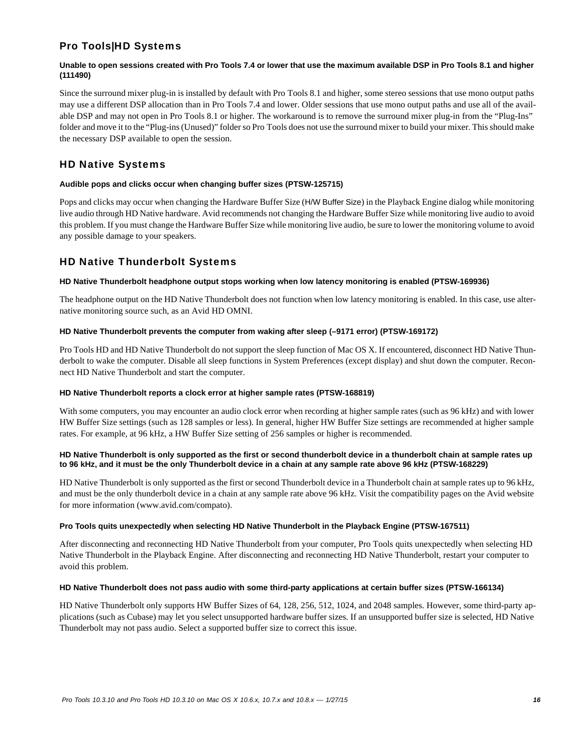## Pro Tools|HD Systems

**Unable to open sessions created with Pro Tools 7.4 or lower that use the maximum available DSP in Pro Tools 8.1 and higher (111490)**

Since the surround mixer plug-in is installed by default with Pro Tools 8.1 and higher, some stereo sessions that use mono output paths may use a different DSP allocation than in Pro Tools 7.4 and lower. Older sessions that use mono output paths and use all of the available DSP and may not open in Pro Tools 8.1 or higher. The workaround is to remove the surround mixer plug-in from the "Plug-Ins" folder and move it to the "Plug-ins (Unused)" folder so Pro Tools does not use the surround mixer to build your mixer. This should make the necessary DSP available to open the session.

## HD Native Systems

**Audible pops and clicks occur when changing buffer sizes (PTSW-125715)**

Pops and clicks may occur when changing the Hardware Buffer Size (H/W Buffer Size) in the Playback Engine dialog while monitoring live audio through HD Native hardware. Avid recommends not changing the Hardware Buffer Size while monitoring live audio to avoid this problem. If you must change the Hardware Buffer Size while monitoring live audio, be sure to lower the monitoring volume to avoid any possible damage to your speakers.

## HD Native Thunderbolt Systems

**HD Native Thunderbolt headphone output stops working when low latency monitoring is enabled (PTSW-169936)**

The headphone output on the HD Native Thunderbolt does not function when low latency monitoring is enabled. In this case, use alternative monitoring source such, as an Avid HD OMNI.

**HD Native Thunderbolt prevents the computer from waking after sleep (–9171 error) (PTSW-169172)**

Pro Tools HD and HD Native Thunderbolt do not support the sleep function of Mac OS X. If encountered, disconnect HD Native Thunderbolt to wake the computer. Disable all sleep functions in System Preferences (except display) and shut down the computer. Reconnect HD Native Thunderbolt and start the computer.

**HD Native Thunderbolt reports a clock error at higher sample rates (PTSW-168819)**

With some computers, you may encounter an audio clock error when recording at higher sample rates (such as 96 kHz) and with lower HW Buffer Size settings (such as 128 samples or less). In general, higher HW Buffer Size settings are recommended at higher sample rates. For example, at 96 kHz, a HW Buffer Size setting of 256 samples or higher is recommended.

**HD Native Thunderbolt is only supported as the first or second thunderbolt device in a thunderbolt chain at sample rates up to 96 kHz, and it must be the only Thunderbolt device in a chain at any sample rate above 96 kHz (PTSW-168229)**

HD Native Thunderbolt is only supported as the first or second Thunderbolt device in a Thunderbolt chain at sample rates up to 96 kHz, and must be the only thunderbolt device in a chain at any sample rate above 96 kHz. Visit the compatibility pages on the Avid website for more information (www.avid.com/compato).

**Pro Tools quits unexpectedly when selecting HD Native Thunderbolt in the Playback Engine (PTSW-167511)**

After disconnecting and reconnecting HD Native Thunderbolt from your computer, Pro Tools quits unexpectedly when selecting HD Native Thunderbolt in the Playback Engine. After disconnecting and reconnecting HD Native Thunderbolt, restart your computer to avoid this problem.

**HD Native Thunderbolt does not pass audio with some third-party applications at certain buffer sizes (PTSW-166134)**

HD Native Thunderbolt only supports HW Buffer Sizes of 64, 128, 256, 512, 1024, and 2048 samples. However, some third-party applications (such as Cubase) may let you select unsupported hardware buffer sizes. If an unsupported buffer size is selected, HD Native Thunderbolt may not pass audio. Select a supported buffer size to correct this issue.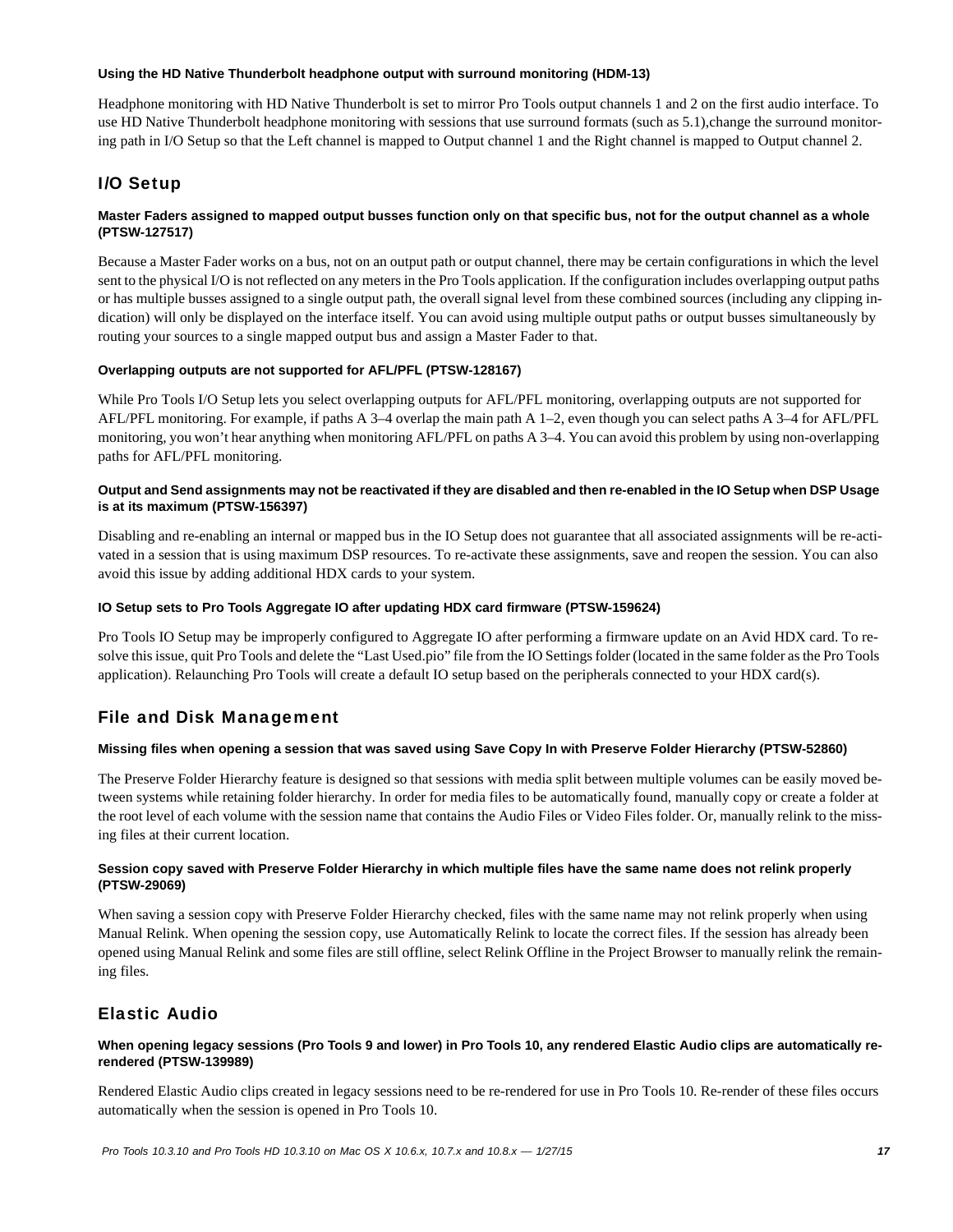#### Using the HD Native Thunderbolt headphone output with surround monitoring (HDM-13)

Headphone monitoring with HD Native Thunderbolt is set to mirror Pro Tools output channels 1 and 2 on the first audio interface. To use HD Native Thunderbolt headphone monitoring with sessions that use surround formats (such as 5.1),change the surround monitoring path in I/O Setup so that the Left channel is mapped to Output channel 1 and the Right channel is mapped to Output channel 2.

### I/O Setup

#### Master Faders assigned to mapped output busses function only on that specific bus, not for the output channel as a whole (PTSW-127517)

Because a Master Fader works on a bus, not on an output path or output channel, there may be certain configurations in which the level sent to the physical I/O is not reflected on any meters in the Pro Tools application. If the configuration includes overlapping output paths or has multiple busses assigned to a single output path, the overall signal level from these combined sources (including any clipping indication) will only be displayed on the interface itself. You can avoid using multiple output paths or output busses simultaneously by routing your sources to a single mapped output bus and assign a Master Fader to that.

#### Overlapping outputs are not supported for AFL/PFL (PTSW-128167)

While Pro Tools I/O Setup lets you select overlapping outputs for AFL/PFL monitoring, overlapping outputs are not supported for AFL/PFL monitoring. For example, if paths A 3–4 overlap the main path A 1–2, even though you can select paths A 3–4 for AFL/PFL monitoring, you won't hear anything when monitoring AFL/PFL on paths A 3–4. You can avoid this problem by using non-overlapping paths for AFL/PFL monitoring.

#### Output and Send assignments may not be reactivated if they are disabled and then re-enabled in the IO Setup when DSP Usage is at its maximum (PTSW-156397)

Disabling and re-enabling an internal or mapped bus in the IO Setup does not guarantee that all associated assignments will be re-activated in a session that is using maximum DSP resources. To re-activate these assignments, save and reopen the session. You can also avoid this issue by adding additional HDX cards to your system.

#### IO Setup sets to Pro Tools Aggregate IO after updating HDX card firmware (PTSW-159624)

Pro Tools IO Setup may be improperly configured to Aggregate IO after performing a firmware update on an Avid HDX card. To resolve this issue, quit Pro Tools and delete the "Last Used.pio" file from the IO Settings folder (located in the same folder as the Pro Tools application). Relaunching Pro Tools will create a default IO setup based on the peripherals connected to your HDX card(s).

### File and Disk Management

#### Missing files when opening a session that was saved using Save Copy In with Preserve Folder Hierarchy (PTSW-52860)

The Preserve Folder Hierarchy feature is designed so that sessions with media split between multiple volumes can be easily moved between systems while retaining folder hierarchy. In order for media files to be automatically found, manually copy or create a folder at the root level of each volume with the session name that contains the Audio Files or Video Files folder. Or, manually relink to the missing files at their current location.

#### Session copy saved with Preserve Folder Hierarchy in which multiple files have the same name does not relink properly (PTSW-29069)

When saving a session copy with Preserve Folder Hierarchy checked, files with the same name may not relink properly when using Manual Relink. When opening the session copy, use Automatically Relink to locate the correct files. If the session has already been opened using Manual Relink and some files are still offline, select Relink Offline in the Project Browser to manually relink the remaining files.

### Elastic Audio

#### When opening legacy sessions (Pro Tools 9 and lower) in Pro Tools 10, any rendered Elastic Audio clips are automatically re-rendered (PTSW-139989)

Rendered Elastic Audio clips created in legacy sessions need to be re-rendered for use in Pro Tools 10. Re-render of these files occurs automatically when the session is opened in Pro Tools 10.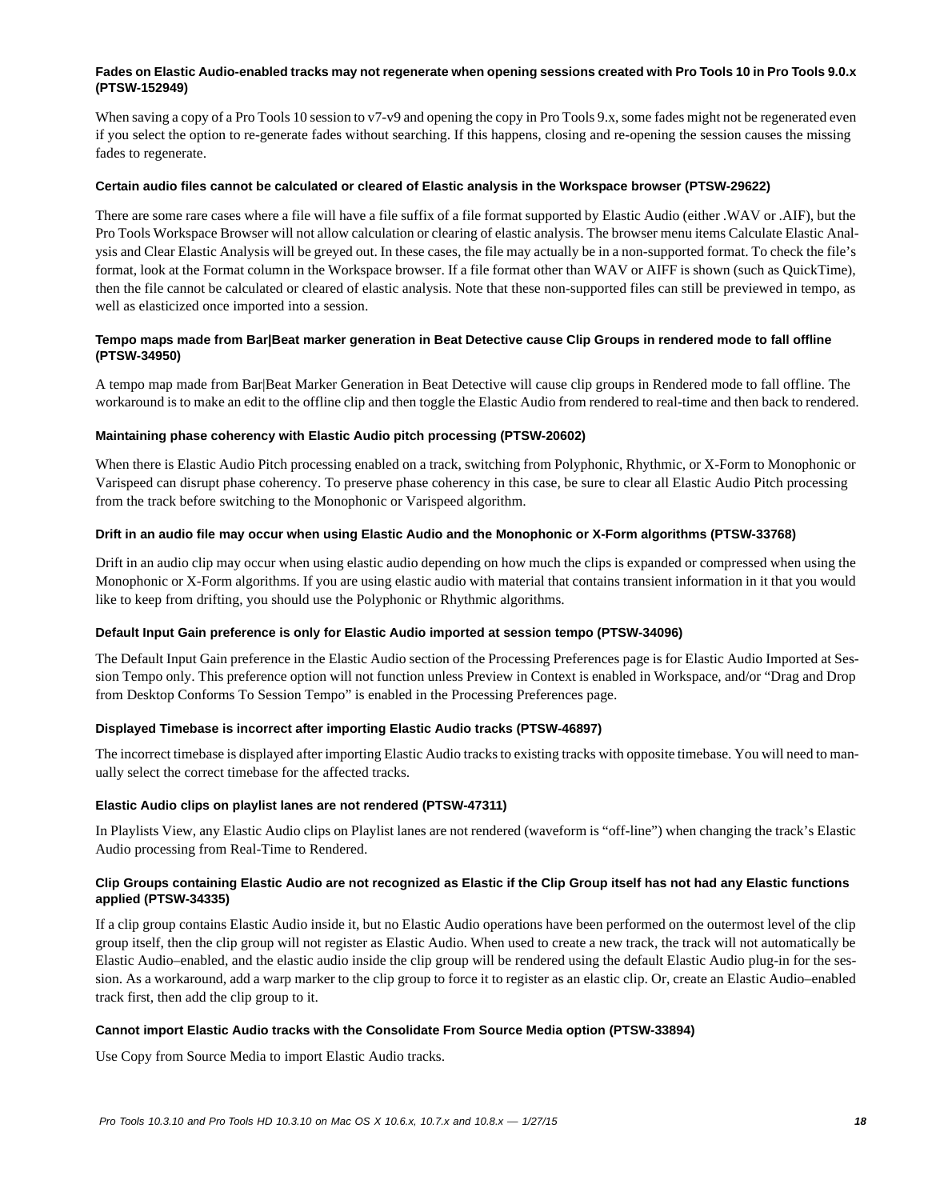#### Fades on Elastic Audio-enabled tracks may not regenerate when opening sessions created with Pro Tools 10 in Pro Tools 9.0.x (PTSW-152949)

When saving a copy of a Pro Tools 10 session to v7-v9 and opening the copy in Pro Tools 9.x, some fades might not be regenerated even if you select the option to re-generate fades without searching. If this happens, closing and re-opening the session causes the missing fades to regenerate.

#### Certain audio files cannot be calculated or cleared of Elastic analysis in the Workspace browser (PTSW-29622)

There are some rare cases where a file will have a file suffix of a file format supported by Elastic Audio (either .WAV or .AIF), but the Pro Tools Workspace Browser will not allow calculation or clearing of elastic analysis. The browser menu items Calculate Elastic Analysis and Clear Elastic Analysis will be greyed out. In these cases, the file may actually be in a non-supported format. To check the file's format, look at the Format column in the Workspace browser. If a file format other than WAV or AIFF is shown (such as QuickTime), then the file cannot be calculated or cleared of elastic analysis. Note that these non-supported files can still be previewed in tempo, as well as elasticized once imported into a session.

#### Tempo maps made from Bar|Beat marker generation in Beat Detective cause Clip Groups in rendered mode to fall offline (PTSW-34950)

A tempo map made from Bar|Beat Marker Generation in Beat Detective will cause clip groups in Rendered mode to fall offline. The workaround is to make an edit to the offline clip and then toggle the Elastic Audio from rendered to real-time and then back to rendered.

#### Maintaining phase coherency with Elastic Audio pitch processing (PTSW-20602)

When there is Elastic Audio Pitch processing enabled on a track, switching from Polyphonic, Rhythmic, or X-Form to Monophonic or Varispeed can disrupt phase coherency. To preserve phase coherency in this case, be sure to clear all Elastic Audio Pitch processing from the track before switching to the Monophonic or Varispeed algorithm.

#### Drift in an audio file may occur when using Elastic Audio and the Monophonic or X-Form algorithms (PTSW-33768)

Drift in an audio clip may occur when using elastic audio depending on how much the clips is expanded or compressed when using the Monophonic or X-Form algorithms. If you are using elastic audio with material that contains transient information in it that you would like to keep from drifting, you should use the Polyphonic or Rhythmic algorithms.

#### Default Input Gain preference is only for Elastic Audio imported at session tempo (PTSW-34096)

The Default Input Gain preference in the Elastic Audio section of the Processing Preferences page is for Elastic Audio Imported at Session Tempo only. This preference option will not function unless Preview in Context is enabled in Workspace, and/or "Drag and Drop from Desktop Conforms To Session Tempo" is enabled in the Processing Preferences page.

#### Displayed Timebase is incorrect after importing Elastic Audio tracks (PTSW-46897)

The incorrect timebase is displayed after importing Elastic Audio tracks to existing tracks with opposite timebase. You will need to manually select the correct timebase for the affected tracks.

#### Elastic Audio clips on playlist lanes are not rendered (PTSW-47311)

In Playlists View, any Elastic Audio clips on Playlist lanes are not rendered (waveform is "off-line") when changing the track's Elastic Audio processing from Real-Time to Rendered.

#### Clip Groups containing Elastic Audio are not recognized as Elastic if the Clip Group itself has not had any Elastic functions applied (PTSW-34335)

If a clip group contains Elastic Audio inside it, but no Elastic Audio operations have been performed on the outermost level of the clip group itself, then the clip group will not register as Elastic Audio. When used to create a new track, the track will not automatically be Elastic Audio–enabled, and the elastic audio inside the clip group will be rendered using the default Elastic Audio plug-in for the session. As a workaround, add a warp marker to the clip group to force it to register as an elastic clip. Or, create an Elastic Audio–enabled track first, then add the clip group to it.

#### Cannot import Elastic Audio tracks with the Consolidate From Source Media option (PTSW-33894)

Use Copy from Source Media to import Elastic Audio tracks.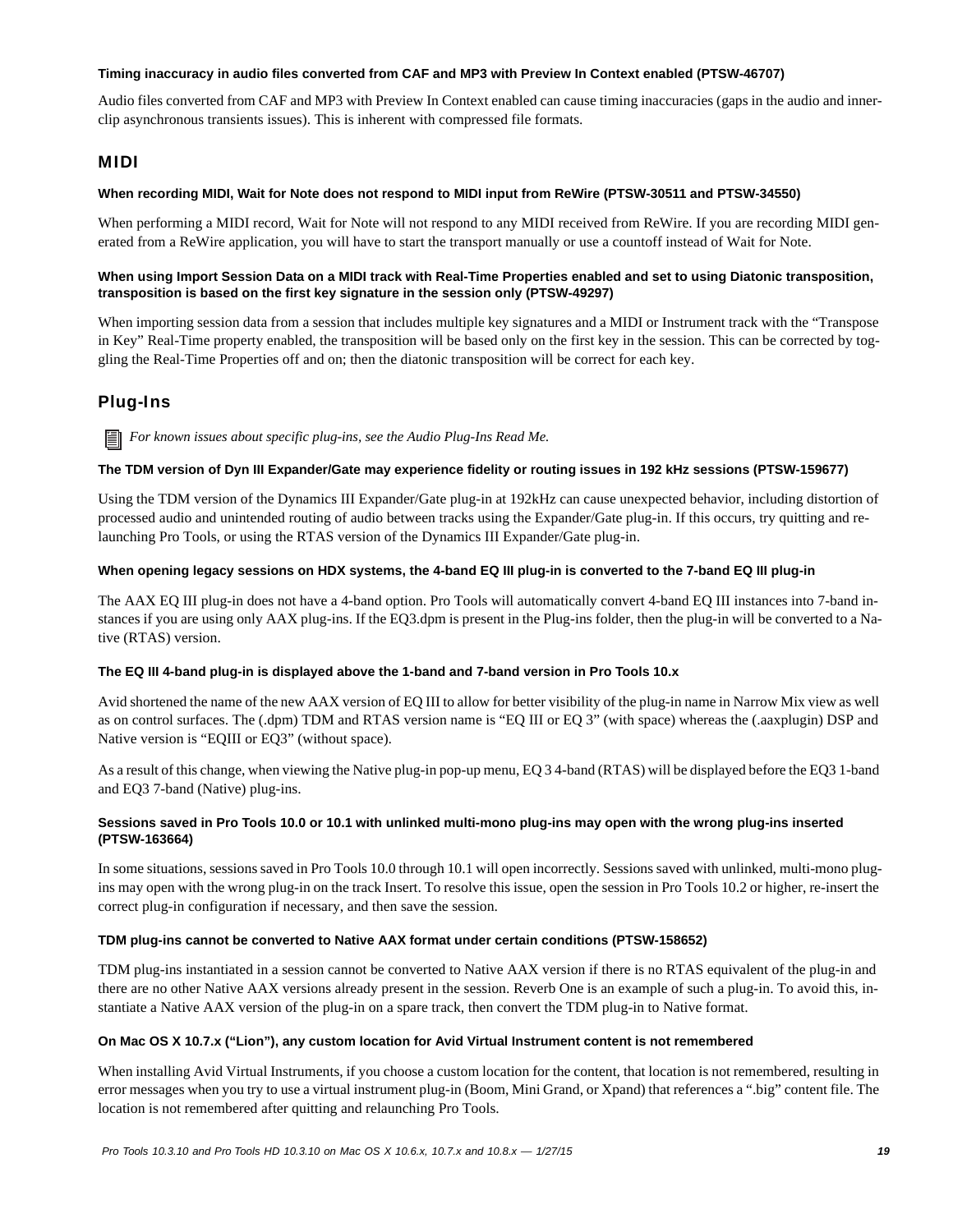**Timing inaccuracy in audio files converted from CAF and MP3 with Preview In Context enabled (PTSW-46707)**

Audio files converted from CAF and MP3 with Preview In Context enabled can cause timing inaccuracies (gaps in the audio and inner-clip asynchronous transients issues). This is inherent with compressed file formats.

## MIDI

**When recording MIDI, Wait for Note does not respond to MIDI input from ReWire (PTSW-30511 and PTSW-34550)**

When performing a MIDI record, Wait for Note will not respond to any MIDI received from ReWire. If you are recording MIDI generated from a ReWire application, you will have to start the transport manually or use a countoff instead of Wait for Note.

**When using Import Session Data on a MIDI track with Real-Time Properties enabled and set to using Diatonic transposition, transposition is based on the first key signature in the session only (PTSW-49297)**

When importing session data from a session that includes multiple key signatures and a MIDI or Instrument track with the "Transpose in Key" Real-Time property enabled, the transposition will be based only on the first key in the session. This can be corrected by toggling the Real-Time Properties off and on; then the diatonic transposition will be correct for each key.

## Plug-Ins

*For known issues about specific plug-ins, see the Audio Plug-Ins Read Me.*

**The TDM version of Dyn III Expander/Gate may experience fidelity or routing issues in 192 kHz sessions (PTSW-159677)**

Using the TDM version of the Dynamics III Expander/Gate plug-in at 192kHz can cause unexpected behavior, including distortion of processed audio and unintended routing of audio between tracks using the Expander/Gate plug-in. If this occurs, try quitting and re-launching Pro Tools, or using the RTAS version of the Dynamics III Expander/Gate plug-in.

**When opening legacy sessions on HDX systems, the 4-band EQ III plug-in is converted to the 7-band EQ III plug-in**

The AAX EQ III plug-in does not have a 4-band option. Pro Tools will automatically convert 4-band EQ III instances into 7-band instances if you are using only AAX plug-ins. If the EQ3.dpm is present in the Plug-ins folder, then the plug-in will be converted to a Native (RTAS) version.

**The EQ III 4-band plug-in is displayed above the 1-band and 7-band version in Pro Tools 10.x**

Avid shortened the name of the new AAX version of EQ III to allow for better visibility of the plug-in name in Narrow Mix view as well as on control surfaces. The (.dpm) TDM and RTAS version name is "EQ III or EQ 3" (with space) whereas the (.aaxplugin) DSP and Native version is "EQIII or EQ3" (without space).

As a result of this change, when viewing the Native plug-in pop-up menu, EQ 3 4-band (RTAS) will be displayed before the EQ3 1-band and EQ3 7-band (Native) plug-ins.

**Sessions saved in Pro Tools 10.0 or 10.1 with unlinked multi-mono plug-ins may open with the wrong plug-ins inserted (PTSW-163664)**

In some situations, sessions saved in Pro Tools 10.0 through 10.1 will open incorrectly. Sessions saved with unlinked, multi-mono plug-ins may open with the wrong plug-in on the track Insert. To resolve this issue, open the session in Pro Tools 10.2 or higher, re-insert the correct plug-in configuration if necessary, and then save the session.

**TDM plug-ins cannot be converted to Native AAX format under certain conditions (PTSW-158652)**

TDM plug-ins instantiated in a session cannot be converted to Native AAX version if there is no RTAS equivalent of the plug-in and there are no other Native AAX versions already present in the session. Reverb One is an example of such a plug-in. To avoid this, instantiate a Native AAX version of the plug-in on a spare track, then convert the TDM plug-in to Native format.

**On Mac OS X 10.7.x ("Lion"), any custom location for Avid Virtual Instrument content is not remembered**

When installing Avid Virtual Instruments, if you choose a custom location for the content, that location is not remembered, resulting in error messages when you try to use a virtual instrument plug-in (Boom, Mini Grand, or Xpand) that references a ".big" content file. The location is not remembered after quitting and relaunching Pro Tools.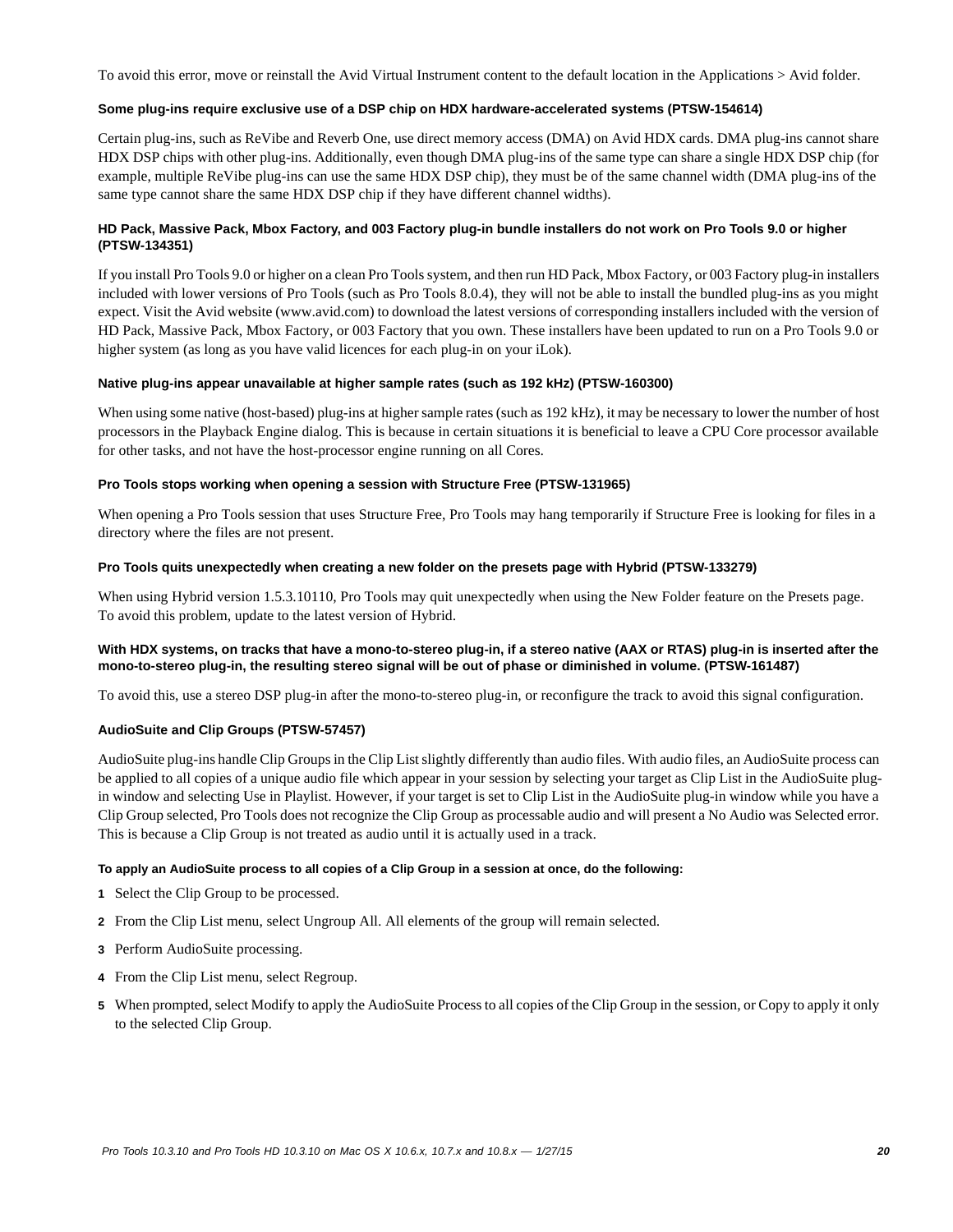To avoid this error, move or reinstall the Avid Virtual Instrument content to the default location in the Applications > Avid folder.

#### Some plug-ins require exclusive use of a DSP chip on HDX hardware-accelerated systems (PTSW-154614)

Certain plug-ins, such as ReVibe and Reverb One, use direct memory access (DMA) on Avid HDX cards. DMA plug-ins cannot share HDX DSP chips with other plug-ins. Additionally, even though DMA plug-ins of the same type can share a single HDX DSP chip (for example, multiple ReVibe plug-ins can use the same HDX DSP chip), they must be of the same channel width (DMA plug-ins of the same type cannot share the same HDX DSP chip if they have different channel widths).

#### HD Pack, Massive Pack, Mbox Factory, and 003 Factory plug-in bundle installers do not work on Pro Tools 9.0 or higher (PTSW-134351)

If you install Pro Tools 9.0 or higher on a clean Pro Tools system, and then run HD Pack, Mbox Factory, or 003 Factory plug-in installers included with lower versions of Pro Tools (such as Pro Tools 8.0.4), they will not be able to install the bundled plug-ins as you might expect. Visit the Avid website (www.avid.com) to download the latest versions of corresponding installers included with the version of HD Pack, Massive Pack, Mbox Factory, or 003 Factory that you own. These installers have been updated to run on a Pro Tools 9.0 or higher system (as long as you have valid licences for each plug-in on your iLok).

#### Native plug-ins appear unavailable at higher sample rates (such as 192 kHz) (PTSW-160300)

When using some native (host-based) plug-ins at higher sample rates (such as 192 kHz), it may be necessary to lower the number of host processors in the Playback Engine dialog. This is because in certain situations it is beneficial to leave a CPU Core processor available for other tasks, and not have the host-processor engine running on all Cores.

#### Pro Tools stops working when opening a session with Structure Free (PTSW-131965)

When opening a Pro Tools session that uses Structure Free, Pro Tools may hang temporarily if Structure Free is looking for files in a directory where the files are not present.

#### Pro Tools quits unexpectedly when creating a new folder on the presets page with Hybrid (PTSW-133279)

When using Hybrid version 1.5.3.10110, Pro Tools may quit unexpectedly when using the New Folder feature on the Presets page. To avoid this problem, update to the latest version of Hybrid.

#### With HDX systems, on tracks that have a mono-to-stereo plug-in, if a stereo native (AAX or RTAS) plug-in is inserted after the mono-to-stereo plug-in, the resulting stereo signal will be out of phase or diminished in volume. (PTSW-161487)

To avoid this, use a stereo DSP plug-in after the mono-to-stereo plug-in, or reconfigure the track to avoid this signal configuration.

#### AudioSuite and Clip Groups (PTSW-57457)

AudioSuite plug-ins handle Clip Groups in the Clip List slightly differently than audio files. With audio files, an AudioSuite process can be applied to all copies of a unique audio file which appear in your session by selecting your target as Clip List in the AudioSuite plug-in window and selecting Use in Playlist. However, if your target is set to Clip List in the AudioSuite plug-in window while you have a Clip Group selected, Pro Tools does not recognize the Clip Group as processable audio and will present a No Audio was Selected error. This is because a Clip Group is not treated as audio until it is actually used in a track.

**To apply an AudioSuite process to all copies of a Clip Group in a session at once, do the following:**

1. Select the Clip Group to be processed.
2. From the Clip List menu, select Ungroup All. All elements of the group will remain selected.
3. Perform AudioSuite processing.
4. From the Clip List menu, select Regroup.
5. When prompted, select Modify to apply the AudioSuite Process to all copies of the Clip Group in the session, or Copy to apply it only to the selected Clip Group.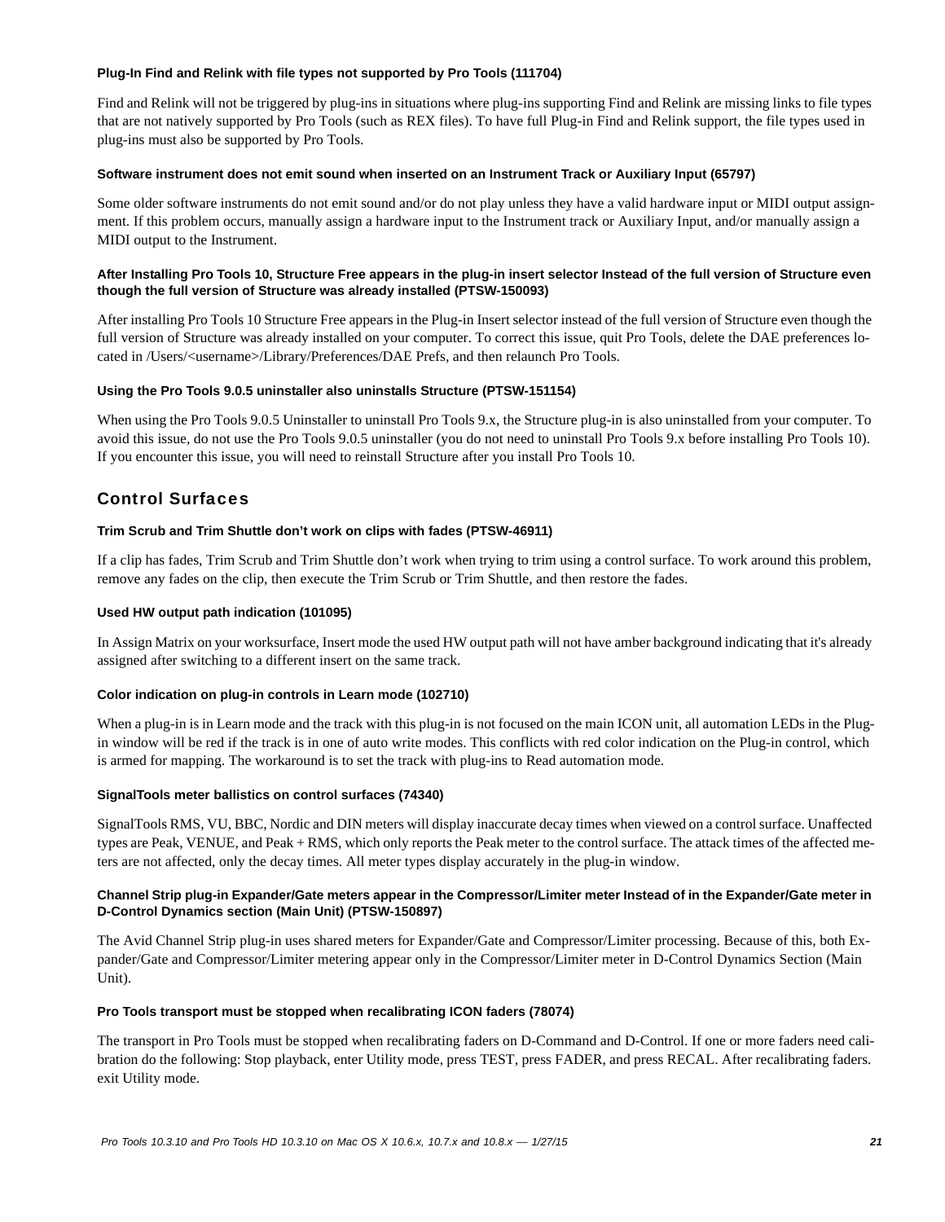#### Plug-In Find and Relink with file types not supported by Pro Tools (111704)

Find and Relink will not be triggered by plug-ins in situations where plug-ins supporting Find and Relink are missing links to file types that are not natively supported by Pro Tools (such as REX files). To have full Plug-in Find and Relink support, the file types used in plug-ins must also be supported by Pro Tools.

#### Software instrument does not emit sound when inserted on an Instrument Track or Auxiliary Input (65797)

Some older software instruments do not emit sound and/or do not play unless they have a valid hardware input or MIDI output assignment. If this problem occurs, manually assign a hardware input to the Instrument track or Auxiliary Input, and/or manually assign a MIDI output to the Instrument.

#### After Installing Pro Tools 10, Structure Free appears in the plug-in insert selector Instead of the full version of Structure even though the full version of Structure was already installed (PTSW-150093)

After installing Pro Tools 10 Structure Free appears in the Plug-in Insert selector instead of the full version of Structure even though the full version of Structure was already installed on your computer. To correct this issue, quit Pro Tools, delete the DAE preferences located in /Users/<username>/Library/Preferences/DAE Prefs, and then relaunch Pro Tools.

#### Using the Pro Tools 9.0.5 uninstaller also uninstalls Structure (PTSW-151154)

When using the Pro Tools 9.0.5 Uninstaller to uninstall Pro Tools 9.x, the Structure plug-in is also uninstalled from your computer. To avoid this issue, do not use the Pro Tools 9.0.5 uninstaller (you do not need to uninstall Pro Tools 9.x before installing Pro Tools 10). If you encounter this issue, you will need to reinstall Structure after you install Pro Tools 10.

## Control Surfaces

#### Trim Scrub and Trim Shuttle don't work on clips with fades (PTSW-46911)

If a clip has fades, Trim Scrub and Trim Shuttle don't work when trying to trim using a control surface. To work around this problem, remove any fades on the clip, then execute the Trim Scrub or Trim Shuttle, and then restore the fades.

#### Used HW output path indication (101095)

In Assign Matrix on your worksurface, Insert mode the used HW output path will not have amber background indicating that it's already assigned after switching to a different insert on the same track.

#### Color indication on plug-in controls in Learn mode (102710)

When a plug-in is in Learn mode and the track with this plug-in is not focused on the main ICON unit, all automation LEDs in the Plug-in window will be red if the track is in one of auto write modes. This conflicts with red color indication on the Plug-in control, which is armed for mapping. The workaround is to set the track with plug-ins to Read automation mode.

#### SignalTools meter ballistics on control surfaces (74340)

SignalTools RMS, VU, BBC, Nordic and DIN meters will display inaccurate decay times when viewed on a control surface. Unaffected types are Peak, VENUE, and Peak + RMS, which only reports the Peak meter to the control surface. The attack times of the affected meters are not affected, only the decay times. All meter types display accurately in the plug-in window.

#### Channel Strip plug-in Expander/Gate meters appear in the Compressor/Limiter meter Instead of in the Expander/Gate meter in D-Control Dynamics section (Main Unit) (PTSW-150897)

The Avid Channel Strip plug-in uses shared meters for Expander/Gate and Compressor/Limiter processing. Because of this, both Expander/Gate and Compressor/Limiter metering appear only in the Compressor/Limiter meter in D-Control Dynamics Section (Main Unit).

#### Pro Tools transport must be stopped when recalibrating ICON faders (78074)

The transport in Pro Tools must be stopped when recalibrating faders on D-Command and D-Control. If one or more faders need calibration do the following: Stop playback, enter Utility mode, press TEST, press FADER, and press RECAL. After recalibrating faders. exit Utility mode.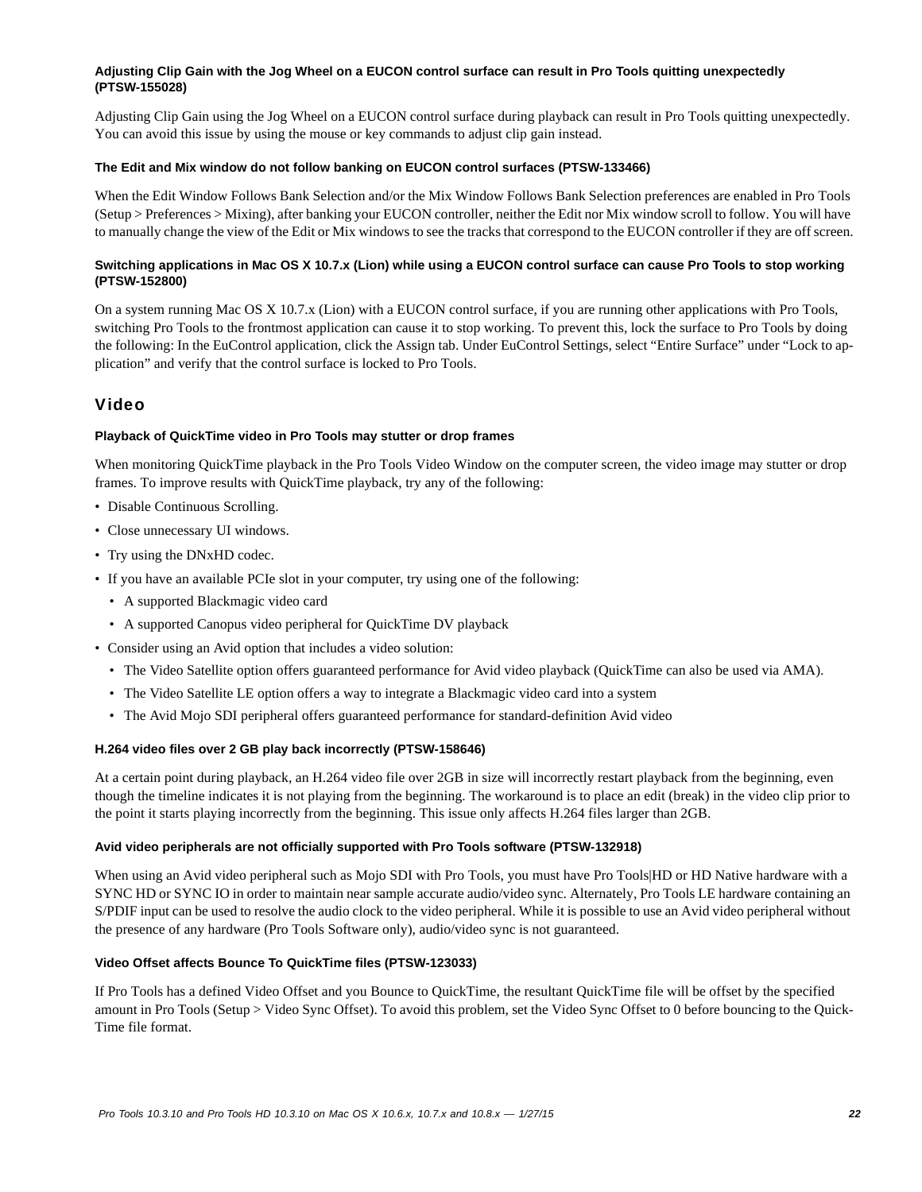#### Adjusting Clip Gain with the Jog Wheel on a EUCON control surface can result in Pro Tools quitting unexpectedly (PTSW-155028)

Adjusting Clip Gain using the Jog Wheel on a EUCON control surface during playback can result in Pro Tools quitting unexpectedly. You can avoid this issue by using the mouse or key commands to adjust clip gain instead.

#### The Edit and Mix window do not follow banking on EUCON control surfaces (PTSW-133466)

When the Edit Window Follows Bank Selection and/or the Mix Window Follows Bank Selection preferences are enabled in Pro Tools (Setup > Preferences > Mixing), after banking your EUCON controller, neither the Edit nor Mix window scroll to follow. You will have to manually change the view of the Edit or Mix windows to see the tracks that correspond to the EUCON controller if they are off screen.

#### Switching applications in Mac OS X 10.7.x (Lion) while using a EUCON control surface can cause Pro Tools to stop working (PTSW-152800)

On a system running Mac OS X 10.7.x (Lion) with a EUCON control surface, if you are running other applications with Pro Tools, switching Pro Tools to the frontmost application can cause it to stop working. To prevent this, lock the surface to Pro Tools by doing the following: In the EuControl application, click the Assign tab. Under EuControl Settings, select “Entire Surface” under “Lock to application” and verify that the control surface is locked to Pro Tools.

## Video

#### Playback of QuickTime video in Pro Tools may stutter or drop frames

When monitoring QuickTime playback in the Pro Tools Video Window on the computer screen, the video image may stutter or drop frames. To improve results with QuickTime playback, try any of the following:

- Disable Continuous Scrolling.
- Close unnecessary UI windows.
- Try using the DNxHD codec.
- If you have an available PCIe slot in your computer, try using one of the following:
  - A supported Blackmagic video card
  - A supported Canopus video peripheral for QuickTime DV playback
- Consider using an Avid option that includes a video solution:
  - The Video Satellite option offers guaranteed performance for Avid video playback (QuickTime can also be used via AMA).
  - The Video Satellite LE option offers a way to integrate a Blackmagic video card into a system
  - The Avid Mojo SDI peripheral offers guaranteed performance for standard-definition Avid video

#### H.264 video files over 2 GB play back incorrectly (PTSW-158646)

At a certain point during playback, an H.264 video file over 2GB in size will incorrectly restart playback from the beginning, even though the timeline indicates it is not playing from the beginning. The workaround is to place an edit (break) in the video clip prior to the point it starts playing incorrectly from the beginning. This issue only affects H.264 files larger than 2GB.

#### Avid video peripherals are not officially supported with Pro Tools software (PTSW-132918)

When using an Avid video peripheral such as Mojo SDI with Pro Tools, you must have Pro Tools|HD or HD Native hardware with a SYNC HD or SYNC IO in order to maintain near sample accurate audio/video sync. Alternately, Pro Tools LE hardware containing an S/PDIF input can be used to resolve the audio clock to the video peripheral. While it is possible to use an Avid video peripheral without the presence of any hardware (Pro Tools Software only), audio/video sync is not guaranteed.

#### Video Offset affects Bounce To QuickTime files (PTSW-123033)

If Pro Tools has a defined Video Offset and you Bounce to QuickTime, the resultant QuickTime file will be offset by the specified amount in Pro Tools (Setup > Video Sync Offset). To avoid this problem, set the Video Sync Offset to 0 before bouncing to the QuickTime file format.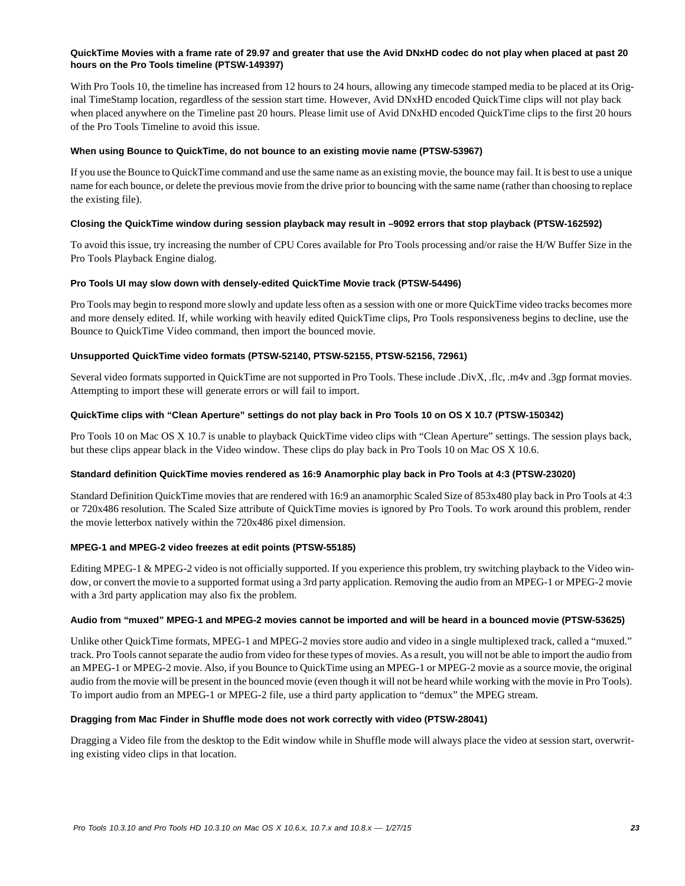#### QuickTime Movies with a frame rate of 29.97 and greater that use the Avid DNxHD codec do not play when placed at past 20 hours on the Pro Tools timeline (PTSW-149397)

With Pro Tools 10, the timeline has increased from 12 hours to 24 hours, allowing any timecode stamped media to be placed at its Original TimeStamp location, regardless of the session start time. However, Avid DNxHD encoded QuickTime clips will not play back when placed anywhere on the Timeline past 20 hours. Please limit use of Avid DNxHD encoded QuickTime clips to the first 20 hours of the Pro Tools Timeline to avoid this issue.

#### When using Bounce to QuickTime, do not bounce to an existing movie name (PTSW-53967)

If you use the Bounce to QuickTime command and use the same name as an existing movie, the bounce may fail. It is best to use a unique name for each bounce, or delete the previous movie from the drive prior to bouncing with the same name (rather than choosing to replace the existing file).

#### Closing the QuickTime window during session playback may result in –9092 errors that stop playback (PTSW-162592)

To avoid this issue, try increasing the number of CPU Cores available for Pro Tools processing and/or raise the H/W Buffer Size in the Pro Tools Playback Engine dialog.

#### Pro Tools UI may slow down with densely-edited QuickTime Movie track (PTSW-54496)

Pro Tools may begin to respond more slowly and update less often as a session with one or more QuickTime video tracks becomes more and more densely edited. If, while working with heavily edited QuickTime clips, Pro Tools responsiveness begins to decline, use the Bounce to QuickTime Video command, then import the bounced movie.

#### Unsupported QuickTime video formats (PTSW-52140, PTSW-52155, PTSW-52156, 72961)

Several video formats supported in QuickTime are not supported in Pro Tools. These include .DivX, .flc, .m4v and .3gp format movies. Attempting to import these will generate errors or will fail to import.

#### QuickTime clips with "Clean Aperture" settings do not play back in Pro Tools 10 on OS X 10.7 (PTSW-150342)

Pro Tools 10 on Mac OS X 10.7 is unable to playback QuickTime video clips with "Clean Aperture" settings. The session plays back, but these clips appear black in the Video window. These clips do play back in Pro Tools 10 on Mac OS X 10.6.

#### Standard definition QuickTime movies rendered as 16:9 Anamorphic play back in Pro Tools at 4:3 (PTSW-23020)

Standard Definition QuickTime movies that are rendered with 16:9 an anamorphic Scaled Size of 853x480 play back in Pro Tools at 4:3 or 720x486 resolution. The Scaled Size attribute of QuickTime movies is ignored by Pro Tools. To work around this problem, render the movie letterbox natively within the 720x486 pixel dimension.

#### MPEG-1 and MPEG-2 video freezes at edit points (PTSW-55185)

Editing MPEG-1 & MPEG-2 video is not officially supported. If you experience this problem, try switching playback to the Video window, or convert the movie to a supported format using a 3rd party application. Removing the audio from an MPEG-1 or MPEG-2 movie with a 3rd party application may also fix the problem.

#### Audio from "muxed" MPEG-1 and MPEG-2 movies cannot be imported and will be heard in a bounced movie (PTSW-53625)

Unlike other QuickTime formats, MPEG-1 and MPEG-2 movies store audio and video in a single multiplexed track, called a "muxed." track. Pro Tools cannot separate the audio from video for these types of movies. As a result, you will not be able to import the audio from an MPEG-1 or MPEG-2 movie. Also, if you Bounce to QuickTime using an MPEG-1 or MPEG-2 movie as a source movie, the original audio from the movie will be present in the bounced movie (even though it will not be heard while working with the movie in Pro Tools). To import audio from an MPEG-1 or MPEG-2 file, use a third party application to "demux" the MPEG stream.

#### Dragging from Mac Finder in Shuffle mode does not work correctly with video (PTSW-28041)

Dragging a Video file from the desktop to the Edit window while in Shuffle mode will always place the video at session start, overwriting existing video clips in that location.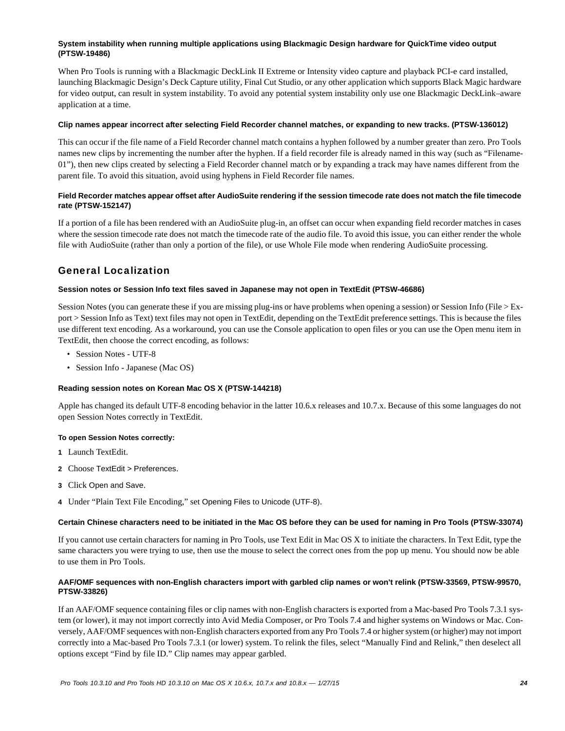#### System instability when running multiple applications using Blackmagic Design hardware for QuickTime video output (PTSW-19486)

When Pro Tools is running with a Blackmagic DeckLink II Extreme or Intensity video capture and playback PCI-e card installed, launching Blackmagic Design's Deck Capture utility, Final Cut Studio, or any other application which supports Black Magic hardware for video output, can result in system instability. To avoid any potential system instability only use one Blackmagic DeckLink–aware application at a time.

#### Clip names appear incorrect after selecting Field Recorder channel matches, or expanding to new tracks. (PTSW-136012)

This can occur if the file name of a Field Recorder channel match contains a hyphen followed by a number greater than zero. Pro Tools names new clips by incrementing the number after the hyphen. If a field recorder file is already named in this way (such as "Filename-01"), then new clips created by selecting a Field Recorder channel match or by expanding a track may have names different from the parent file. To avoid this situation, avoid using hyphens in Field Recorder file names.

#### Field Recorder matches appear offset after AudioSuite rendering if the session timecode rate does not match the file timecode rate (PTSW-152147)

If a portion of a file has been rendered with an AudioSuite plug-in, an offset can occur when expanding field recorder matches in cases where the session timecode rate does not match the timecode rate of the audio file. To avoid this issue, you can either render the whole file with AudioSuite (rather than only a portion of the file), or use Whole File mode when rendering AudioSuite processing.

## General Localization

#### Session notes or Session Info text files saved in Japanese may not open in TextEdit (PTSW-46686)

Session Notes (you can generate these if you are missing plug-ins or have problems when opening a session) or Session Info (File > Export > Session Info as Text) text files may not open in TextEdit, depending on the TextEdit preference settings. This is because the files use different text encoding. As a workaround, you can use the Console application to open files or you can use the Open menu item in TextEdit, then choose the correct encoding, as follows:

- Session Notes - UTF-8
- Session Info - Japanese (Mac OS)

#### Reading session notes on Korean Mac OS X (PTSW-144218)

Apple has changed its default UTF-8 encoding behavior in the latter 10.6.x releases and 10.7.x. Because of this some languages do not open Session Notes correctly in TextEdit.

**To open Session Notes correctly:**

1. Launch TextEdit.
2. Choose TextEdit > Preferences.
3. Click Open and Save.
4. Under "Plain Text File Encoding," set Opening Files to Unicode (UTF-8).

#### Certain Chinese characters need to be initiated in the Mac OS before they can be used for naming in Pro Tools (PTSW-33074)

If you cannot use certain characters for naming in Pro Tools, use Text Edit in Mac OS X to initiate the characters. In Text Edit, type the same characters you were trying to use, then use the mouse to select the correct ones from the pop up menu. You should now be able to use them in Pro Tools.

#### AAF/OMF sequences with non-English characters import with garbled clip names or won't relink (PTSW-33569, PTSW-99570, PTSW-33826)

If an AAF/OMF sequence containing files or clip names with non-English characters is exported from a Mac-based Pro Tools 7.3.1 system (or lower), it may not import correctly into Avid Media Composer, or Pro Tools 7.4 and higher systems on Windows or Mac. Conversely, AAF/OMF sequences with non-English characters exported from any Pro Tools 7.4 or higher system (or higher) may not import correctly into a Mac-based Pro Tools 7.3.1 (or lower) system. To relink the files, select "Manually Find and Relink," then deselect all options except "Find by file ID." Clip names may appear garbled.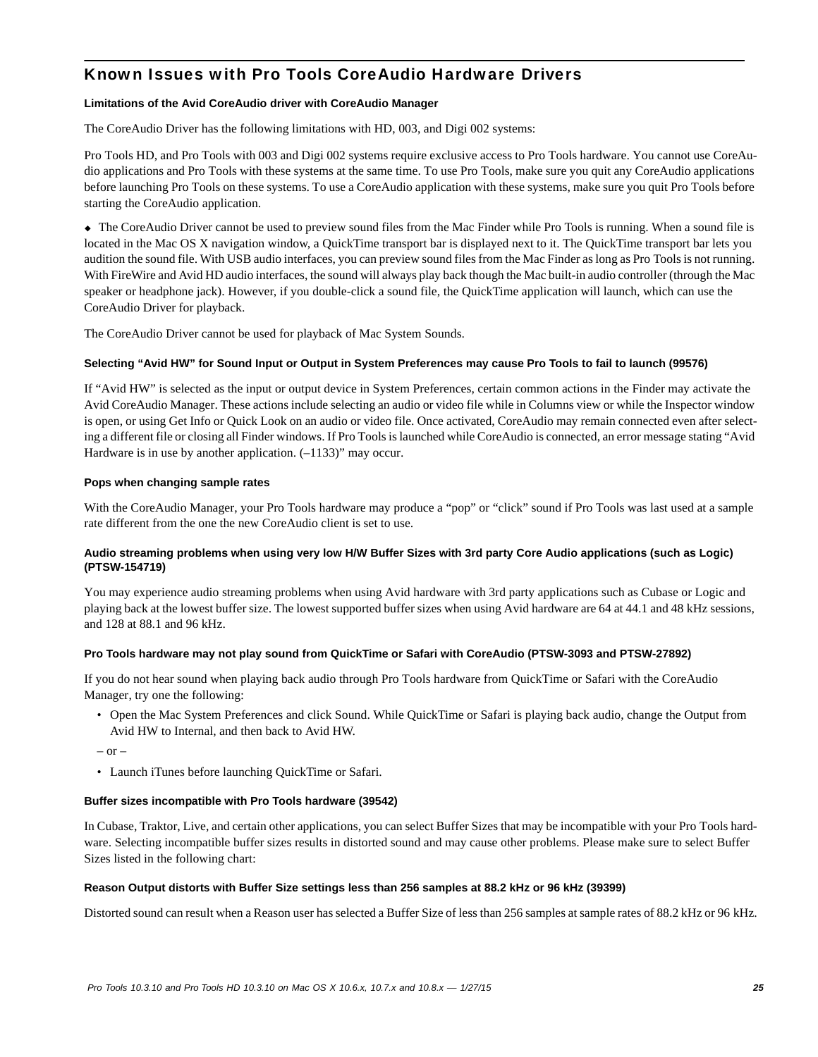## Known Issues with Pro Tools CoreAudio Hardware Drivers

#### Limitations of the Avid CoreAudio driver with CoreAudio Manager

The CoreAudio Driver has the following limitations with HD, 003, and Digi 002 systems:

Pro Tools HD, and Pro Tools with 003 and Digi 002 systems require exclusive access to Pro Tools hardware. You cannot use CoreAudio applications and Pro Tools with these systems at the same time. To use Pro Tools, make sure you quit any CoreAudio applications before launching Pro Tools on these systems. To use a CoreAudio application with these systems, make sure you quit Pro Tools before starting the CoreAudio application.

◆ The CoreAudio Driver cannot be used to preview sound files from the Mac Finder while Pro Tools is running. When a sound file is located in the Mac OS X navigation window, a QuickTime transport bar is displayed next to it. The QuickTime transport bar lets you audition the sound file. With USB audio interfaces, you can preview sound files from the Mac Finder as long as Pro Tools is not running. With FireWire and Avid HD audio interfaces, the sound will always play back though the Mac built-in audio controller (through the Mac speaker or headphone jack). However, if you double-click a sound file, the QuickTime application will launch, which can use the CoreAudio Driver for playback.

The CoreAudio Driver cannot be used for playback of Mac System Sounds.

#### Selecting "Avid HW" for Sound Input or Output in System Preferences may cause Pro Tools to fail to launch (99576)

If "Avid HW" is selected as the input or output device in System Preferences, certain common actions in the Finder may activate the Avid CoreAudio Manager. These actions include selecting an audio or video file while in Columns view or while the Inspector window is open, or using Get Info or Quick Look on an audio or video file. Once activated, CoreAudio may remain connected even after selecting a different file or closing all Finder windows. If Pro Tools is launched while CoreAudio is connected, an error message stating "Avid Hardware is in use by another application. (–1133)" may occur.

#### Pops when changing sample rates

With the CoreAudio Manager, your Pro Tools hardware may produce a "pop" or "click" sound if Pro Tools was last used at a sample rate different from the one the new CoreAudio client is set to use.

#### Audio streaming problems when using very low H/W Buffer Sizes with 3rd party Core Audio applications (such as Logic) (PTSW-154719)

You may experience audio streaming problems when using Avid hardware with 3rd party applications such as Cubase or Logic and playing back at the lowest buffer size. The lowest supported buffer sizes when using Avid hardware are 64 at 44.1 and 48 kHz sessions, and 128 at 88.1 and 96 kHz.

#### Pro Tools hardware may not play sound from QuickTime or Safari with CoreAudio (PTSW-3093 and PTSW-27892)

If you do not hear sound when playing back audio through Pro Tools hardware from QuickTime or Safari with the CoreAudio Manager, try one the following:

- Open the Mac System Preferences and click Sound. While QuickTime or Safari is playing back audio, change the Output from Avid HW to Internal, and then back to Avid HW.

– or –

- Launch iTunes before launching QuickTime or Safari.

#### Buffer sizes incompatible with Pro Tools hardware (39542)

In Cubase, Traktor, Live, and certain other applications, you can select Buffer Sizes that may be incompatible with your Pro Tools hardware. Selecting incompatible buffer sizes results in distorted sound and may cause other problems. Please make sure to select Buffer Sizes listed in the following chart:

#### Reason Output distorts with Buffer Size settings less than 256 samples at 88.2 kHz or 96 kHz (39399)

Distorted sound can result when a Reason user has selected a Buffer Size of less than 256 samples at sample rates of 88.2 kHz or 96 kHz.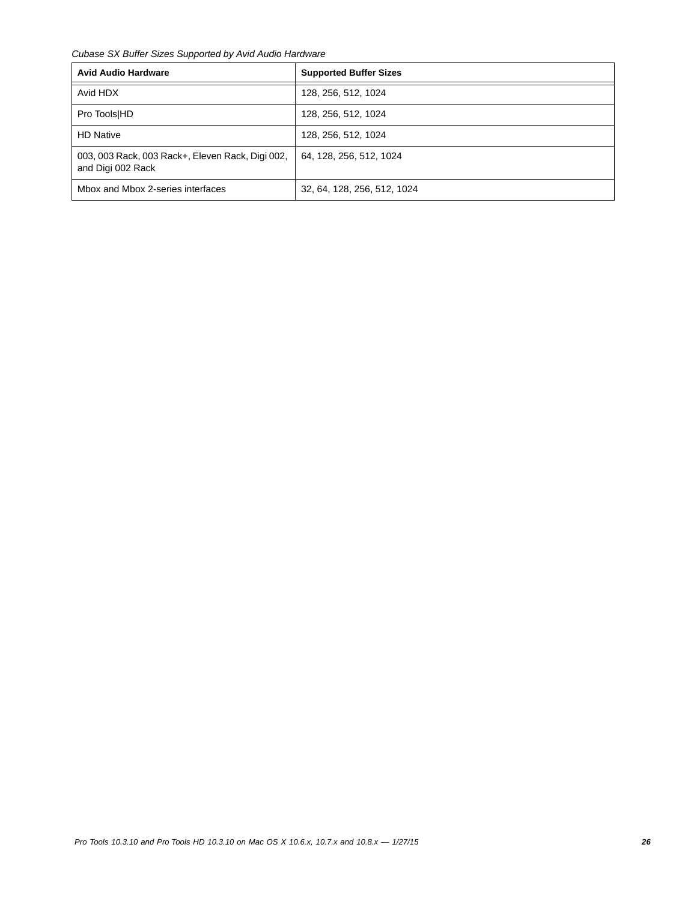*Cubase SX Buffer Sizes Supported by Avid Audio Hardware*

| Avid Audio Hardware | Supported Buffer Sizes |
| --- | --- |
| Avid HDX | 128, 256, 512, 1024 |
| Pro Tools|HD | 128, 256, 512, 1024 |
| HD Native | 128, 256, 512, 1024 |
| 003, 003 Rack, 003 Rack+, Eleven Rack, Digi 002, and Digi 002 Rack | 64, 128, 256, 512, 1024 |
| Mbox and Mbox 2-series interfaces | 32, 64, 128, 256, 512, 1024 |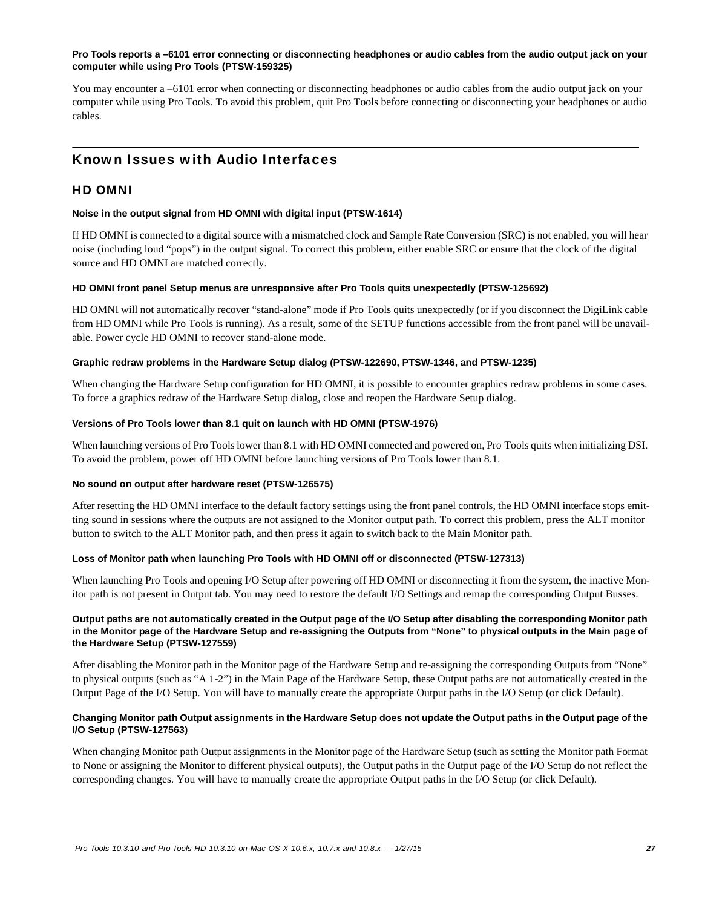**Pro Tools reports a –6101 error connecting or disconnecting headphones or audio cables from the audio output jack on your computer while using Pro Tools (PTSW-159325)**

You may encounter a –6101 error when connecting or disconnecting headphones or audio cables from the audio output jack on your computer while using Pro Tools. To avoid this problem, quit Pro Tools before connecting or disconnecting your headphones or audio cables.

## Known Issues with Audio Interfaces

### HD OMNI

**Noise in the output signal from HD OMNI with digital input (PTSW-1614)**

If HD OMNI is connected to a digital source with a mismatched clock and Sample Rate Conversion (SRC) is not enabled, you will hear noise (including loud "pops") in the output signal. To correct this problem, either enable SRC or ensure that the clock of the digital source and HD OMNI are matched correctly.

**HD OMNI front panel Setup menus are unresponsive after Pro Tools quits unexpectedly (PTSW-125692)**

HD OMNI will not automatically recover "stand-alone" mode if Pro Tools quits unexpectedly (or if you disconnect the DigiLink cable from HD OMNI while Pro Tools is running). As a result, some of the SETUP functions accessible from the front panel will be unavailable. Power cycle HD OMNI to recover stand-alone mode.

**Graphic redraw problems in the Hardware Setup dialog (PTSW-122690, PTSW-1346, and PTSW-1235)**

When changing the Hardware Setup configuration for HD OMNI, it is possible to encounter graphics redraw problems in some cases. To force a graphics redraw of the Hardware Setup dialog, close and reopen the Hardware Setup dialog.

**Versions of Pro Tools lower than 8.1 quit on launch with HD OMNI (PTSW-1976)**

When launching versions of Pro Tools lower than 8.1 with HD OMNI connected and powered on, Pro Tools quits when initializing DSI. To avoid the problem, power off HD OMNI before launching versions of Pro Tools lower than 8.1.

**No sound on output after hardware reset (PTSW-126575)**

After resetting the HD OMNI interface to the default factory settings using the front panel controls, the HD OMNI interface stops emitting sound in sessions where the outputs are not assigned to the Monitor output path. To correct this problem, press the ALT monitor button to switch to the ALT Monitor path, and then press it again to switch back to the Main Monitor path.

**Loss of Monitor path when launching Pro Tools with HD OMNI off or disconnected (PTSW-127313)**

When launching Pro Tools and opening I/O Setup after powering off HD OMNI or disconnecting it from the system, the inactive Monitor path is not present in Output tab. You may need to restore the default I/O Settings and remap the corresponding Output Busses.

**Output paths are not automatically created in the Output page of the I/O Setup after disabling the corresponding Monitor path in the Monitor page of the Hardware Setup and re-assigning the Outputs from "None" to physical outputs in the Main page of the Hardware Setup (PTSW-127559)**

After disabling the Monitor path in the Monitor page of the Hardware Setup and re-assigning the corresponding Outputs from "None" to physical outputs (such as "A 1-2") in the Main Page of the Hardware Setup, these Output paths are not automatically created in the Output Page of the I/O Setup. You will have to manually create the appropriate Output paths in the I/O Setup (or click Default).

**Changing Monitor path Output assignments in the Hardware Setup does not update the Output paths in the Output page of the I/O Setup (PTSW-127563)**

When changing Monitor path Output assignments in the Monitor page of the Hardware Setup (such as setting the Monitor path Format to None or assigning the Monitor to different physical outputs), the Output paths in the Output page of the I/O Setup do not reflect the corresponding changes. You will have to manually create the appropriate Output paths in the I/O Setup (or click Default).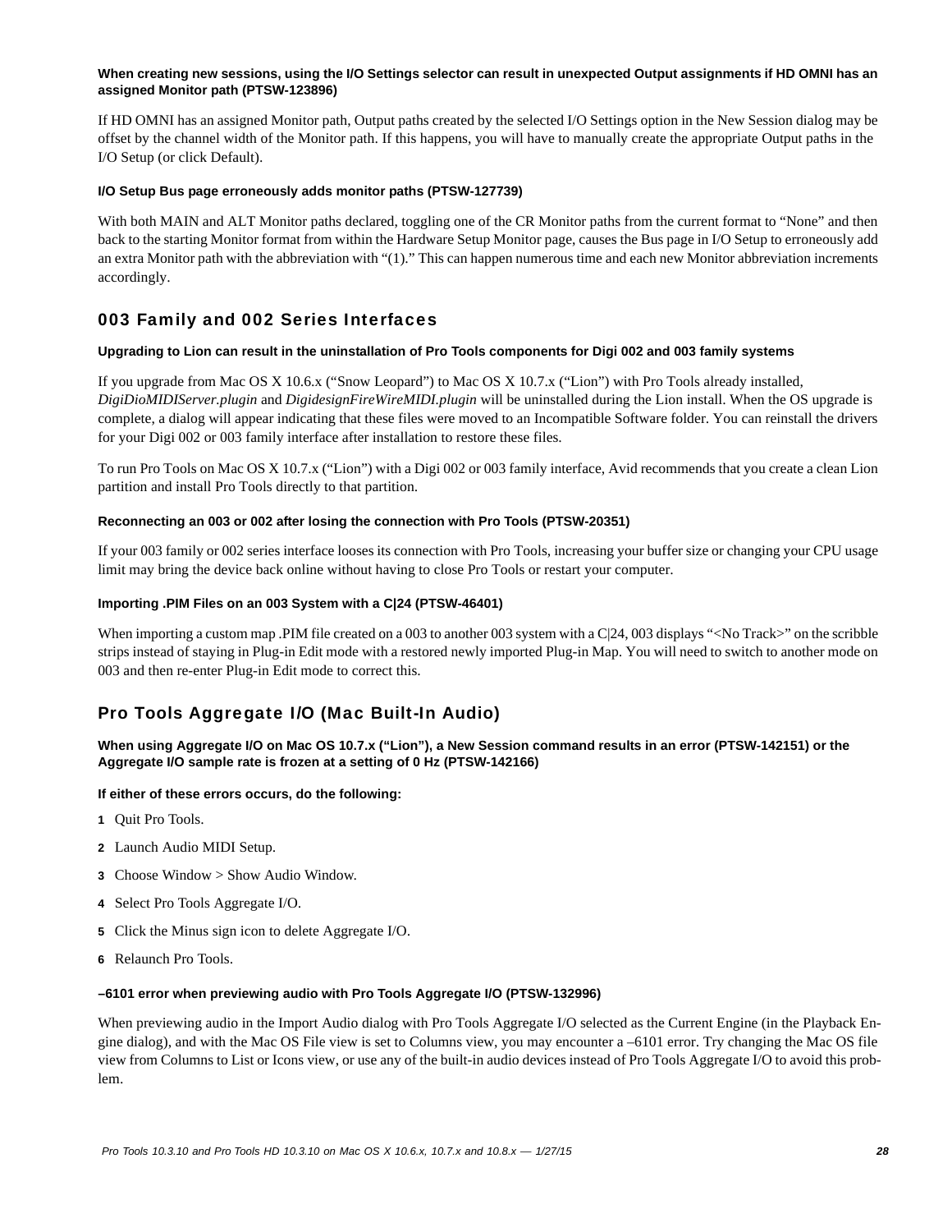#### When creating new sessions, using the I/O Settings selector can result in unexpected Output assignments if HD OMNI has an assigned Monitor path (PTSW-123896)

If HD OMNI has an assigned Monitor path, Output paths created by the selected I/O Settings option in the New Session dialog may be offset by the channel width of the Monitor path. If this happens, you will have to manually create the appropriate Output paths in the I/O Setup (or click Default).

#### I/O Setup Bus page erroneously adds monitor paths (PTSW-127739)

With both MAIN and ALT Monitor paths declared, toggling one of the CR Monitor paths from the current format to “None” and then back to the starting Monitor format from within the Hardware Setup Monitor page, causes the Bus page in I/O Setup to erroneously add an extra Monitor path with the abbreviation with “(1).” This can happen numerous time and each new Monitor abbreviation increments accordingly.

## 003 Family and 002 Series Interfaces

#### Upgrading to Lion can result in the uninstallation of Pro Tools components for Digi 002 and 003 family systems

If you upgrade from Mac OS X 10.6.x (“Snow Leopard”) to Mac OS X 10.7.x (“Lion”) with Pro Tools already installed, *DigiDioMIDIServer.plugin* and *DigidesignFireWireMIDI.plugin* will be uninstalled during the Lion install. When the OS upgrade is complete, a dialog will appear indicating that these files were moved to an Incompatible Software folder. You can reinstall the drivers for your Digi 002 or 003 family interface after installation to restore these files.

To run Pro Tools on Mac OS X 10.7.x (“Lion”) with a Digi 002 or 003 family interface, Avid recommends that you create a clean Lion partition and install Pro Tools directly to that partition.

#### Reconnecting an 003 or 002 after losing the connection with Pro Tools (PTSW-20351)

If your 003 family or 002 series interface looses its connection with Pro Tools, increasing your buffer size or changing your CPU usage limit may bring the device back online without having to close Pro Tools or restart your computer.

#### Importing .PIM Files on an 003 System with a C|24 (PTSW-46401)

When importing a custom map .PIM file created on a 003 to another 003 system with a C|24, 003 displays “<No Track>” on the scribble strips instead of staying in Plug-in Edit mode with a restored newly imported Plug-in Map. You will need to switch to another mode on 003 and then re-enter Plug-in Edit mode to correct this.

## Pro Tools Aggregate I/O (Mac Built-In Audio)

#### When using Aggregate I/O on Mac OS 10.7.x (“Lion”), a New Session command results in an error (PTSW-142151) or the Aggregate I/O sample rate is frozen at a setting of 0 Hz (PTSW-142166)

**If either of these errors occurs, do the following:**

1. Quit Pro Tools.
2. Launch Audio MIDI Setup.
3. Choose Window > Show Audio Window.
4. Select Pro Tools Aggregate I/O.
5. Click the Minus sign icon to delete Aggregate I/O.
6. Relaunch Pro Tools.

#### –6101 error when previewing audio with Pro Tools Aggregate I/O (PTSW-132996)

When previewing audio in the Import Audio dialog with Pro Tools Aggregate I/O selected as the Current Engine (in the Playback Engine dialog), and with the Mac OS File view is set to Columns view, you may encounter a –6101 error. Try changing the Mac OS file view from Columns to List or Icons view, or use any of the built-in audio devices instead of Pro Tools Aggregate I/O to avoid this problem.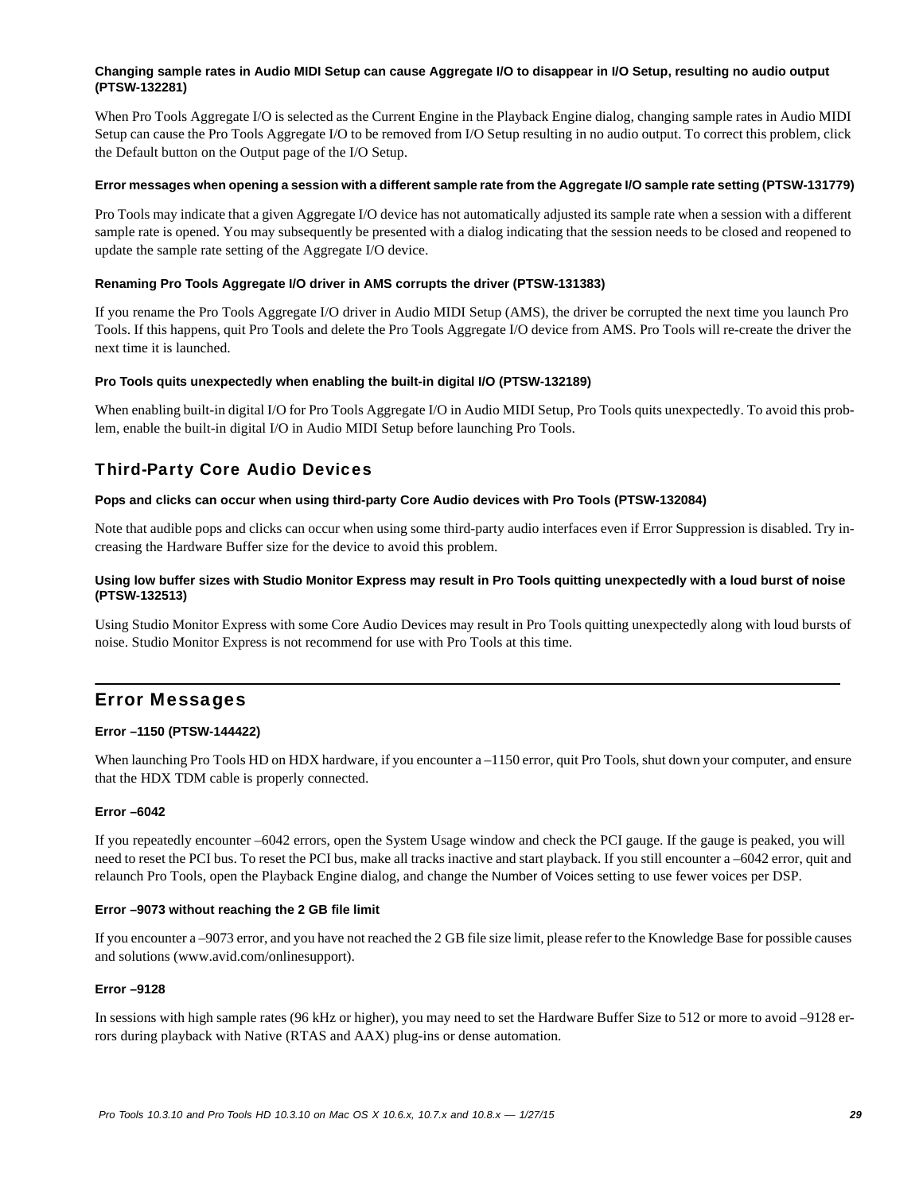#### Changing sample rates in Audio MIDI Setup can cause Aggregate I/O to disappear in I/O Setup, resulting no audio output (PTSW-132281)

When Pro Tools Aggregate I/O is selected as the Current Engine in the Playback Engine dialog, changing sample rates in Audio MIDI Setup can cause the Pro Tools Aggregate I/O to be removed from I/O Setup resulting in no audio output. To correct this problem, click the Default button on the Output page of the I/O Setup.

#### Error messages when opening a session with a different sample rate from the Aggregate I/O sample rate setting (PTSW-131779)

Pro Tools may indicate that a given Aggregate I/O device has not automatically adjusted its sample rate when a session with a different sample rate is opened. You may subsequently be presented with a dialog indicating that the session needs to be closed and reopened to update the sample rate setting of the Aggregate I/O device.

#### Renaming Pro Tools Aggregate I/O driver in AMS corrupts the driver (PTSW-131383)

If you rename the Pro Tools Aggregate I/O driver in Audio MIDI Setup (AMS), the driver be corrupted the next time you launch Pro Tools. If this happens, quit Pro Tools and delete the Pro Tools Aggregate I/O device from AMS. Pro Tools will re-create the driver the next time it is launched.

#### Pro Tools quits unexpectedly when enabling the built-in digital I/O (PTSW-132189)

When enabling built-in digital I/O for Pro Tools Aggregate I/O in Audio MIDI Setup, Pro Tools quits unexpectedly. To avoid this problem, enable the built-in digital I/O in Audio MIDI Setup before launching Pro Tools.

### Third-Party Core Audio Devices

#### Pops and clicks can occur when using third-party Core Audio devices with Pro Tools (PTSW-132084)

Note that audible pops and clicks can occur when using some third-party audio interfaces even if Error Suppression is disabled. Try increasing the Hardware Buffer size for the device to avoid this problem.

#### Using low buffer sizes with Studio Monitor Express may result in Pro Tools quitting unexpectedly with a loud burst of noise (PTSW-132513)

Using Studio Monitor Express with some Core Audio Devices may result in Pro Tools quitting unexpectedly along with loud bursts of noise. Studio Monitor Express is not recommend for use with Pro Tools at this time.

## Error Messages

#### Error –1150 (PTSW-144422)

When launching Pro Tools HD on HDX hardware, if you encounter a –1150 error, quit Pro Tools, shut down your computer, and ensure that the HDX TDM cable is properly connected.

#### Error –6042

If you repeatedly encounter –6042 errors, open the System Usage window and check the PCI gauge. If the gauge is peaked, you will need to reset the PCI bus. To reset the PCI bus, make all tracks inactive and start playback. If you still encounter a –6042 error, quit and relaunch Pro Tools, open the Playback Engine dialog, and change the Number of Voices setting to use fewer voices per DSP.

#### Error –9073 without reaching the 2 GB file limit

If you encounter a –9073 error, and you have not reached the 2 GB file size limit, please refer to the Knowledge Base for possible causes and solutions (www.avid.com/onlinesupport).

#### Error –9128

In sessions with high sample rates (96 kHz or higher), you may need to set the Hardware Buffer Size to 512 or more to avoid –9128 errors during playback with Native (RTAS and AAX) plug-ins or dense automation.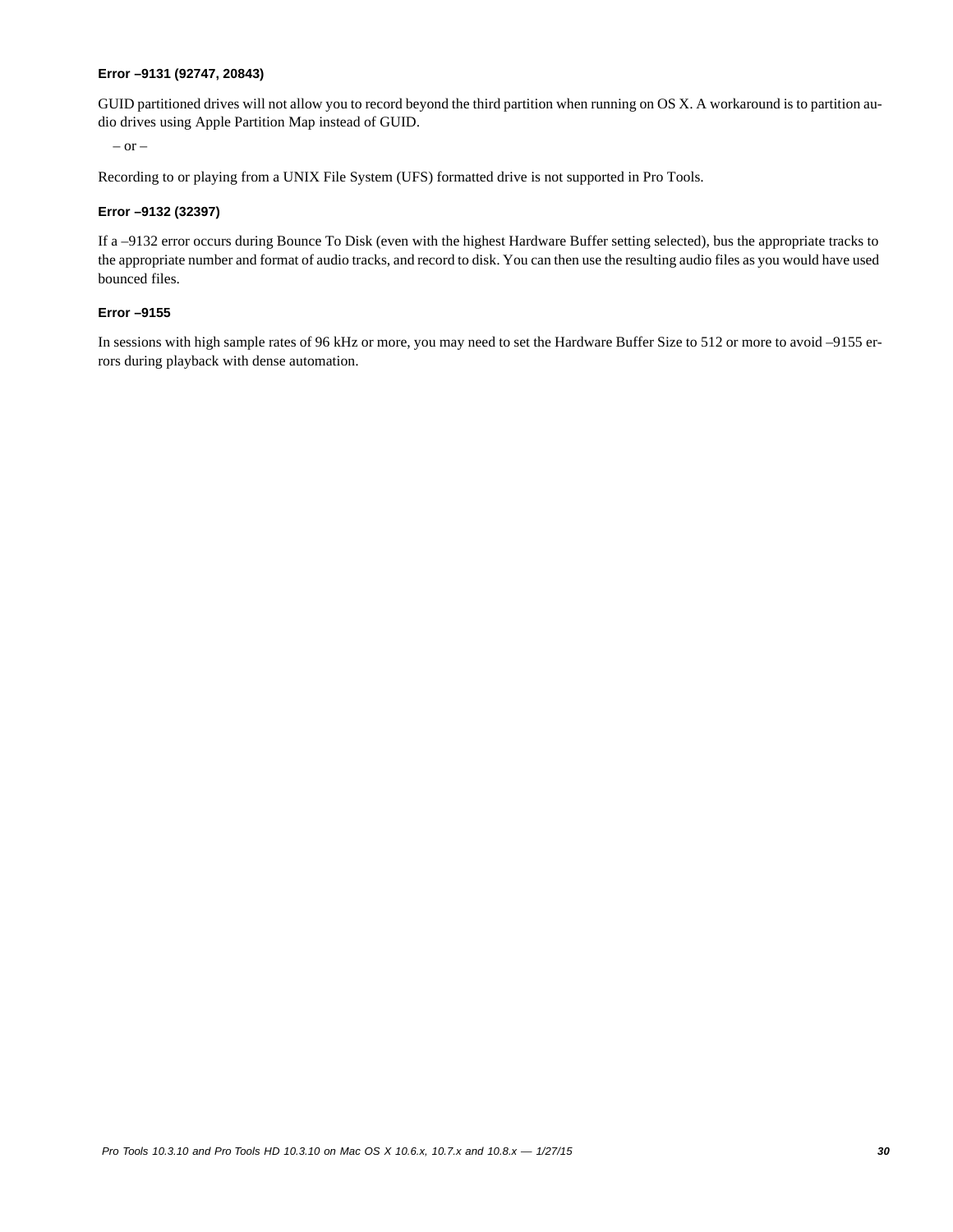#### Error –9131 (92747, 20843)

GUID partitioned drives will not allow you to record beyond the third partition when running on OS X. A workaround is to partition audio drives using Apple Partition Map instead of GUID.

– or –

Recording to or playing from a UNIX File System (UFS) formatted drive is not supported in Pro Tools.

#### Error –9132 (32397)

If a –9132 error occurs during Bounce To Disk (even with the highest Hardware Buffer setting selected), bus the appropriate tracks to the appropriate number and format of audio tracks, and record to disk. You can then use the resulting audio files as you would have used bounced files.

#### Error –9155

In sessions with high sample rates of 96 kHz or more, you may need to set the Hardware Buffer Size to 512 or more to avoid –9155 errors during playback with dense automation.